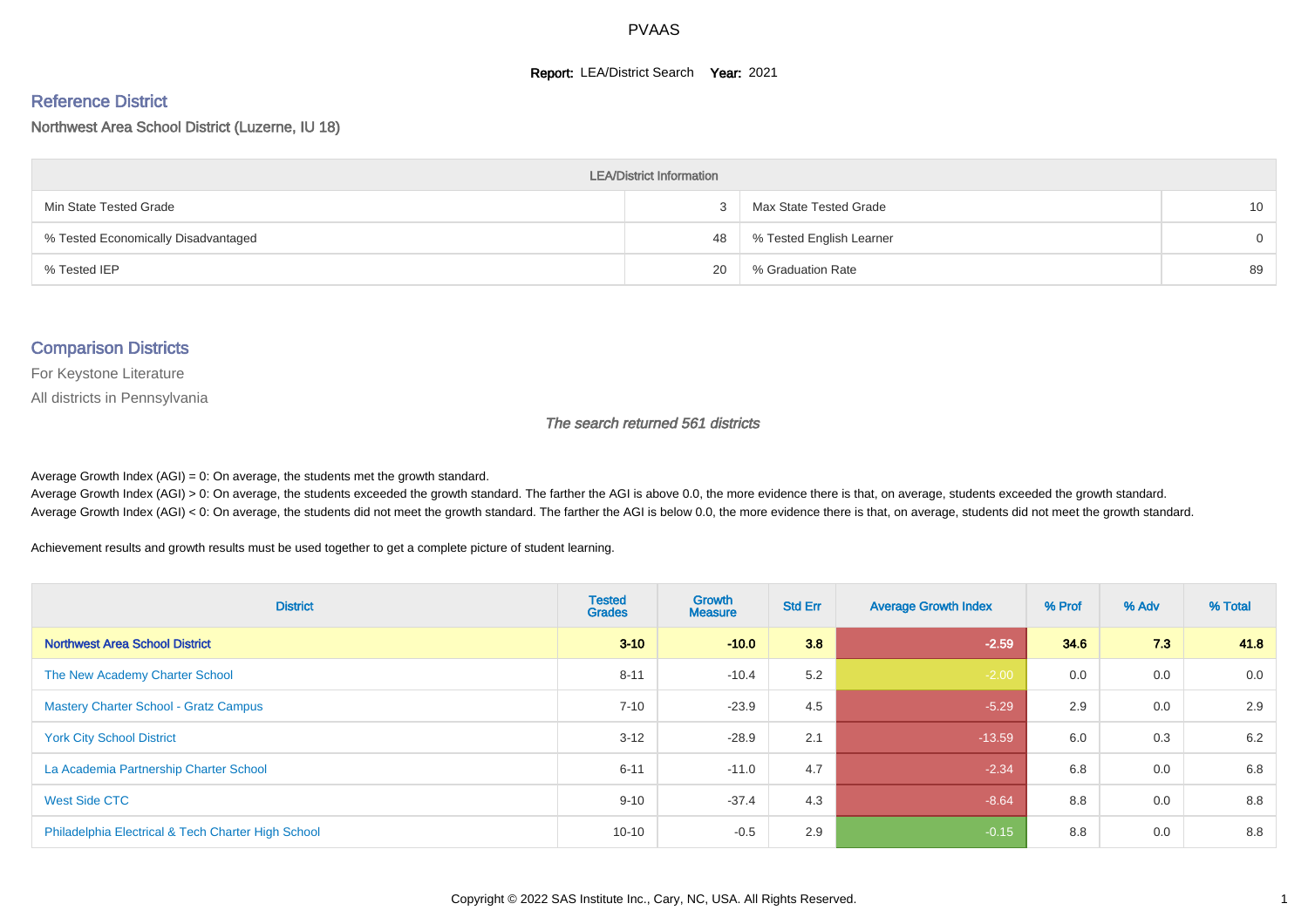# PVAAS

**Report:** LEA/District Search **Year:** 2021

## Reference District

Northwest Area School District (Luzerne, IU 18)

| LEA/District Information | | | |
|---|---|---|---|
| Min State Tested Grade | 3 | Max State Tested Grade | 10 |
| % Tested Economically Disadvantaged | 48 | % Tested English Learner | 0 |
| % Tested IEP | 20 | % Graduation Rate | 89 |

## Comparison Districts

For Keystone Literature

All districts in Pennsylvania

*The search returned 561 districts*

Average Growth Index (AGI) = 0: On average, the students met the growth standard.
Average Growth Index (AGI) > 0: On average, the students exceeded the growth standard. The farther the AGI is above 0.0, the more evidence there is that, on average, students exceeded the growth standard.
Average Growth Index (AGI) < 0: On average, the students did not meet the growth standard. The farther the AGI is below 0.0, the more evidence there is that, on average, students did not meet the growth standard.

Achievement results and growth results must be used together to get a complete picture of student learning.

| District | Tested Grades | Growth Measure | Std Err | Average Growth Index | % Prof | % Adv | % Total |
|---|---|---|---|---|---|---|---|
| **Northwest Area School District** | **3-10** | **-10.0** | **3.8** | **-2.59** | **34.6** | **7.3** | **41.8** |
| The New Academy Charter School | 8-11 | -10.4 | 5.2 | -2.00 | 0.0 | 0.0 | 0.0 |
| Mastery Charter School - Gratz Campus | 7-10 | -23.9 | 4.5 | -5.29 | 2.9 | 0.0 | 2.9 |
| York City School District | 3-12 | -28.9 | 2.1 | -13.59 | 6.0 | 0.3 | 6.2 |
| La Academia Partnership Charter School | 6-11 | -11.0 | 4.7 | -2.34 | 6.8 | 0.0 | 6.8 |
| West Side CTC | 9-10 | -37.4 | 4.3 | -8.64 | 8.8 | 0.0 | 8.8 |
| Philadelphia Electrical & Tech Charter High School | 10-10 | -0.5 | 2.9 | -0.15 | 8.8 | 0.0 | 8.8 |

Copyright © 2022 SAS Institute Inc., Cary, NC, USA. All Rights Reserved.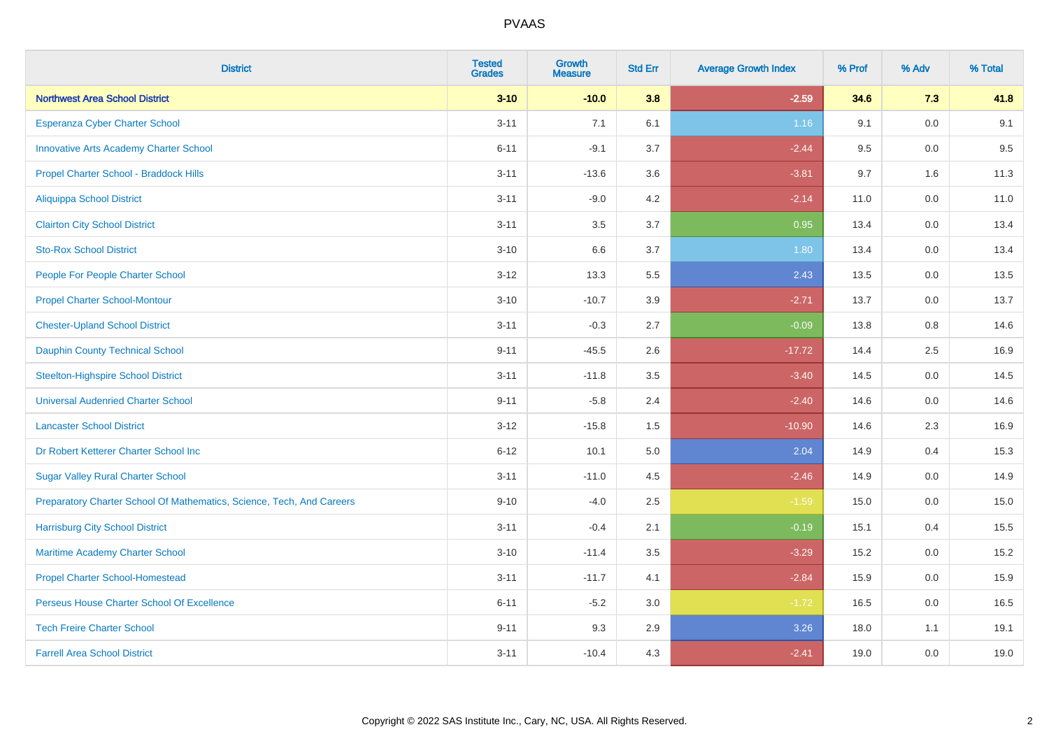| District | Tested Grades | Growth Measure | Std Err | Average Growth Index | % Prof | % Adv | % Total |
|---|---|---|---|---|---|---|---|
| **Northwest Area School District** | **3-10** | **-10.0** | **3.8** | **-2.59** | **34.6** | **7.3** | **41.8** |
| Esperanza Cyber Charter School | 3-11 | 7.1 | 6.1 | 1.16 | 9.1 | 0.0 | 9.1 |
| Innovative Arts Academy Charter School | 6-11 | -9.1 | 3.7 | -2.44 | 9.5 | 0.0 | 9.5 |
| Propel Charter School - Braddock Hills | 3-11 | -13.6 | 3.6 | -3.81 | 9.7 | 1.6 | 11.3 |
| Aliquippa School District | 3-11 | -9.0 | 4.2 | -2.14 | 11.0 | 0.0 | 11.0 |
| Clairton City School District | 3-11 | 3.5 | 3.7 | 0.95 | 13.4 | 0.0 | 13.4 |
| Sto-Rox School District | 3-10 | 6.6 | 3.7 | 1.80 | 13.4 | 0.0 | 13.4 |
| People For People Charter School | 3-12 | 13.3 | 5.5 | 2.43 | 13.5 | 0.0 | 13.5 |
| Propel Charter School-Montour | 3-10 | -10.7 | 3.9 | -2.71 | 13.7 | 0.0 | 13.7 |
| Chester-Upland School District | 3-11 | -0.3 | 2.7 | -0.09 | 13.8 | 0.8 | 14.6 |
| Dauphin County Technical School | 9-11 | -45.5 | 2.6 | -17.72 | 14.4 | 2.5 | 16.9 |
| Steelton-Highspire School District | 3-11 | -11.8 | 3.5 | -3.40 | 14.5 | 0.0 | 14.5 |
| Universal Audenried Charter School | 9-11 | -5.8 | 2.4 | -2.40 | 14.6 | 0.0 | 14.6 |
| Lancaster School District | 3-12 | -15.8 | 1.5 | -10.90 | 14.6 | 2.3 | 16.9 |
| Dr Robert Ketterer Charter School Inc | 6-12 | 10.1 | 5.0 | 2.04 | 14.9 | 0.4 | 15.3 |
| Sugar Valley Rural Charter School | 3-11 | -11.0 | 4.5 | -2.46 | 14.9 | 0.0 | 14.9 |
| Preparatory Charter School Of Mathematics, Science, Tech, And Careers | 9-10 | -4.0 | 2.5 | -1.59 | 15.0 | 0.0 | 15.0 |
| Harrisburg City School District | 3-11 | -0.4 | 2.1 | -0.19 | 15.1 | 0.4 | 15.5 |
| Maritime Academy Charter School | 3-10 | -11.4 | 3.5 | -3.29 | 15.2 | 0.0 | 15.2 |
| Propel Charter School-Homestead | 3-11 | -11.7 | 4.1 | -2.84 | 15.9 | 0.0 | 15.9 |
| Perseus House Charter School Of Excellence | 6-11 | -5.2 | 3.0 | -1.72 | 16.5 | 0.0 | 16.5 |
| Tech Freire Charter School | 9-11 | 9.3 | 2.9 | 3.26 | 18.0 | 1.1 | 19.1 |
| Farrell Area School District | 3-11 | -10.4 | 4.3 | -2.41 | 19.0 | 0.0 | 19.0 |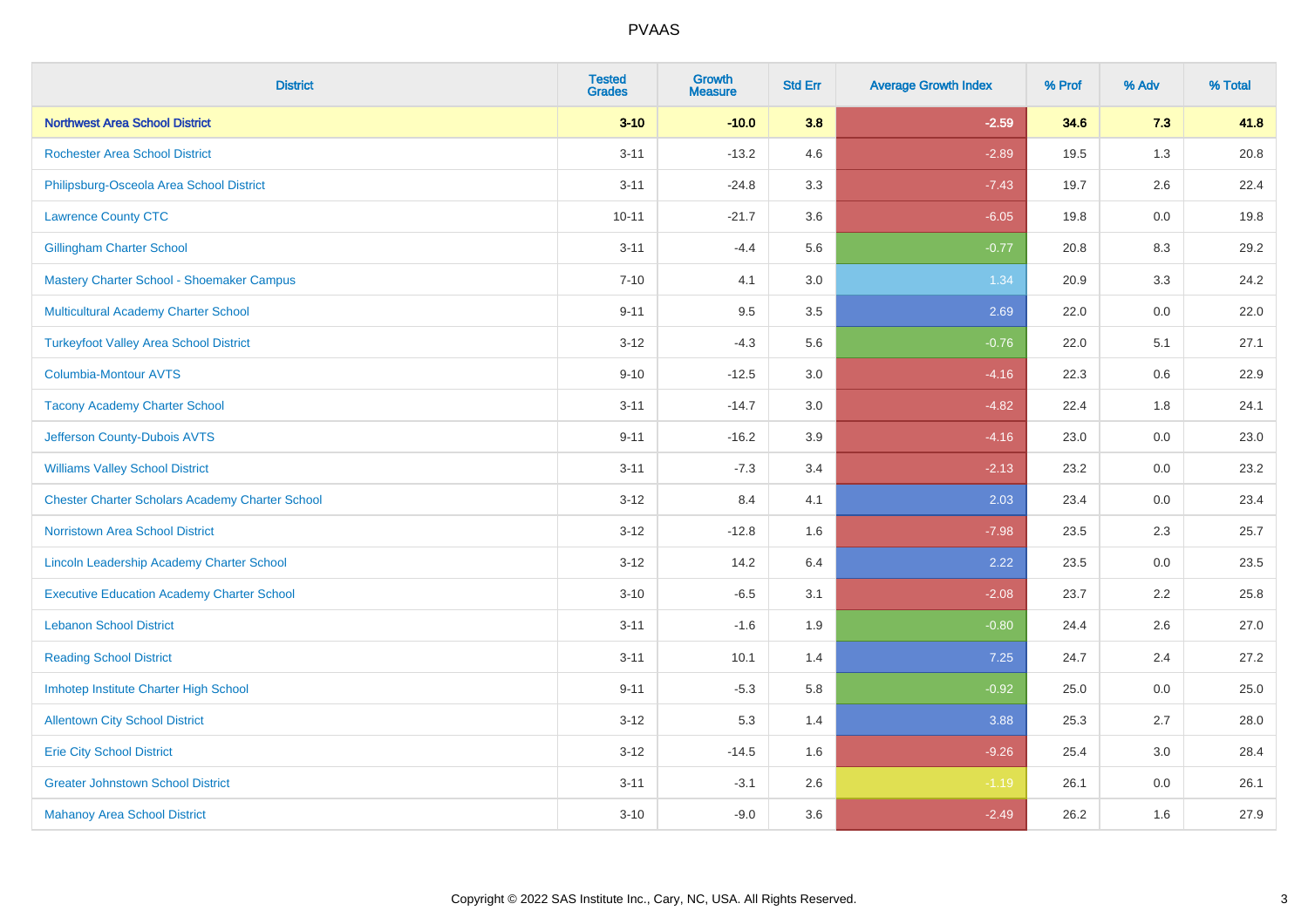# PVAAS

| District | Tested Grades | Growth Measure | Std Err | Average Growth Index | % Prof | % Adv | % Total |
|---|---|---|---|---|---|---|---|
| **Northwest Area School District** | **3-10** | **-10.0** | **3.8** | **-2.59** | **34.6** | **7.3** | **41.8** |
| Rochester Area School District | 3-11 | -13.2 | 4.6 | -2.89 | 19.5 | 1.3 | 20.8 |
| Philipsburg-Osceola Area School District | 3-11 | -24.8 | 3.3 | -7.43 | 19.7 | 2.6 | 22.4 |
| Lawrence County CTC | 10-11 | -21.7 | 3.6 | -6.05 | 19.8 | 0.0 | 19.8 |
| Gillingham Charter School | 3-11 | -4.4 | 5.6 | -0.77 | 20.8 | 8.3 | 29.2 |
| Mastery Charter School - Shoemaker Campus | 7-10 | 4.1 | 3.0 | 1.34 | 20.9 | 3.3 | 24.2 |
| Multicultural Academy Charter School | 9-11 | 9.5 | 3.5 | 2.69 | 22.0 | 0.0 | 22.0 |
| Turkeyfoot Valley Area School District | 3-12 | -4.3 | 5.6 | -0.76 | 22.0 | 5.1 | 27.1 |
| Columbia-Montour AVTS | 9-10 | -12.5 | 3.0 | -4.16 | 22.3 | 0.6 | 22.9 |
| Tacony Academy Charter School | 3-11 | -14.7 | 3.0 | -4.82 | 22.4 | 1.8 | 24.1 |
| Jefferson County-Dubois AVTS | 9-11 | -16.2 | 3.9 | -4.16 | 23.0 | 0.0 | 23.0 |
| Williams Valley School District | 3-11 | -7.3 | 3.4 | -2.13 | 23.2 | 0.0 | 23.2 |
| Chester Charter Scholars Academy Charter School | 3-12 | 8.4 | 4.1 | 2.03 | 23.4 | 0.0 | 23.4 |
| Norristown Area School District | 3-12 | -12.8 | 1.6 | -7.98 | 23.5 | 2.3 | 25.7 |
| Lincoln Leadership Academy Charter School | 3-12 | 14.2 | 6.4 | 2.22 | 23.5 | 0.0 | 23.5 |
| Executive Education Academy Charter School | 3-10 | -6.5 | 3.1 | -2.08 | 23.7 | 2.2 | 25.8 |
| Lebanon School District | 3-11 | -1.6 | 1.9 | -0.80 | 24.4 | 2.6 | 27.0 |
| Reading School District | 3-11 | 10.1 | 1.4 | 7.25 | 24.7 | 2.4 | 27.2 |
| Imhotep Institute Charter High School | 9-11 | -5.3 | 5.8 | -0.92 | 25.0 | 0.0 | 25.0 |
| Allentown City School District | 3-12 | 5.3 | 1.4 | 3.88 | 25.3 | 2.7 | 28.0 |
| Erie City School District | 3-12 | -14.5 | 1.6 | -9.26 | 25.4 | 3.0 | 28.4 |
| Greater Johnstown School District | 3-11 | -3.1 | 2.6 | -1.19 | 26.1 | 0.0 | 26.1 |
| Mahanoy Area School District | 3-10 | -9.0 | 3.6 | -2.49 | 26.2 | 1.6 | 27.9 |

Copyright © 2022 SAS Institute Inc., Cary, NC, USA. All Rights Reserved.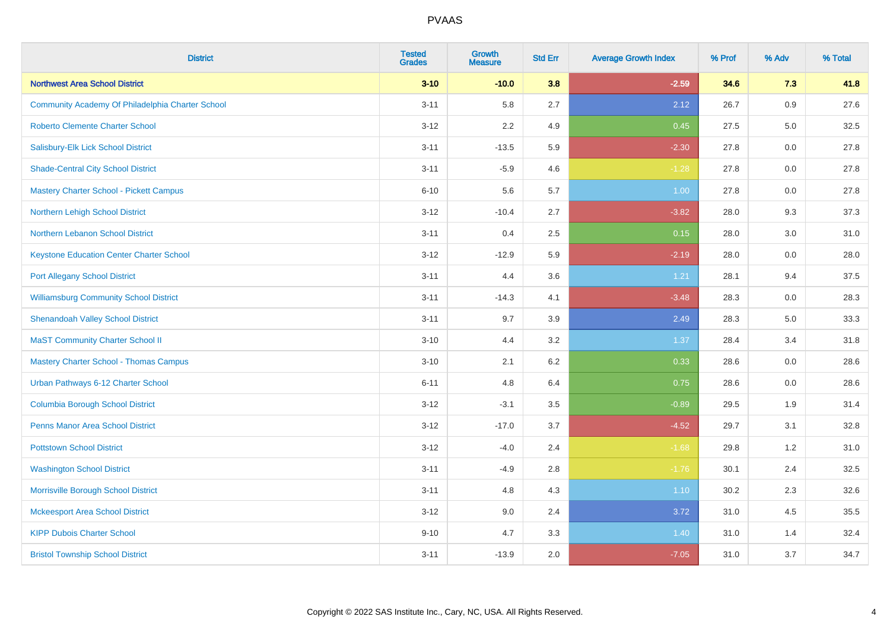# PVAAS

| District | Tested Grades | Growth Measure | Std Err | Average Growth Index | % Prof | % Adv | % Total |
|---|---|---|---|---|---|---|---|
| **Northwest Area School District** | **3-10** | **-10.0** | **3.8** | **-2.59** | **34.6** | **7.3** | **41.8** |
| Community Academy Of Philadelphia Charter School | 3-11 | 5.8 | 2.7 | 2.12 | 26.7 | 0.9 | 27.6 |
| Roberto Clemente Charter School | 3-12 | 2.2 | 4.9 | 0.45 | 27.5 | 5.0 | 32.5 |
| Salisbury-Elk Lick School District | 3-11 | -13.5 | 5.9 | -2.30 | 27.8 | 0.0 | 27.8 |
| Shade-Central City School District | 3-11 | -5.9 | 4.6 | -1.28 | 27.8 | 0.0 | 27.8 |
| Mastery Charter School - Pickett Campus | 6-10 | 5.6 | 5.7 | 1.00 | 27.8 | 0.0 | 27.8 |
| Northern Lehigh School District | 3-12 | -10.4 | 2.7 | -3.82 | 28.0 | 9.3 | 37.3 |
| Northern Lebanon School District | 3-11 | 0.4 | 2.5 | 0.15 | 28.0 | 3.0 | 31.0 |
| Keystone Education Center Charter School | 3-12 | -12.9 | 5.9 | -2.19 | 28.0 | 0.0 | 28.0 |
| Port Allegany School District | 3-11 | 4.4 | 3.6 | 1.21 | 28.1 | 9.4 | 37.5 |
| Williamsburg Community School District | 3-11 | -14.3 | 4.1 | -3.48 | 28.3 | 0.0 | 28.3 |
| Shenandoah Valley School District | 3-11 | 9.7 | 3.9 | 2.49 | 28.3 | 5.0 | 33.3 |
| MaST Community Charter School II | 3-10 | 4.4 | 3.2 | 1.37 | 28.4 | 3.4 | 31.8 |
| Mastery Charter School - Thomas Campus | 3-10 | 2.1 | 6.2 | 0.33 | 28.6 | 0.0 | 28.6 |
| Urban Pathways 6-12 Charter School | 6-11 | 4.8 | 6.4 | 0.75 | 28.6 | 0.0 | 28.6 |
| Columbia Borough School District | 3-12 | -3.1 | 3.5 | -0.89 | 29.5 | 1.9 | 31.4 |
| Penns Manor Area School District | 3-12 | -17.0 | 3.7 | -4.52 | 29.7 | 3.1 | 32.8 |
| Pottstown School District | 3-12 | -4.0 | 2.4 | -1.68 | 29.8 | 1.2 | 31.0 |
| Washington School District | 3-11 | -4.9 | 2.8 | -1.76 | 30.1 | 2.4 | 32.5 |
| Morrisville Borough School District | 3-11 | 4.8 | 4.3 | 1.10 | 30.2 | 2.3 | 32.6 |
| Mckeesport Area School District | 3-12 | 9.0 | 2.4 | 3.72 | 31.0 | 4.5 | 35.5 |
| KIPP Dubois Charter School | 9-10 | 4.7 | 3.3 | 1.40 | 31.0 | 1.4 | 32.4 |
| Bristol Township School District | 3-11 | -13.9 | 2.0 | -7.05 | 31.0 | 3.7 | 34.7 |

Copyright © 2022 SAS Institute Inc., Cary, NC, USA. All Rights Reserved.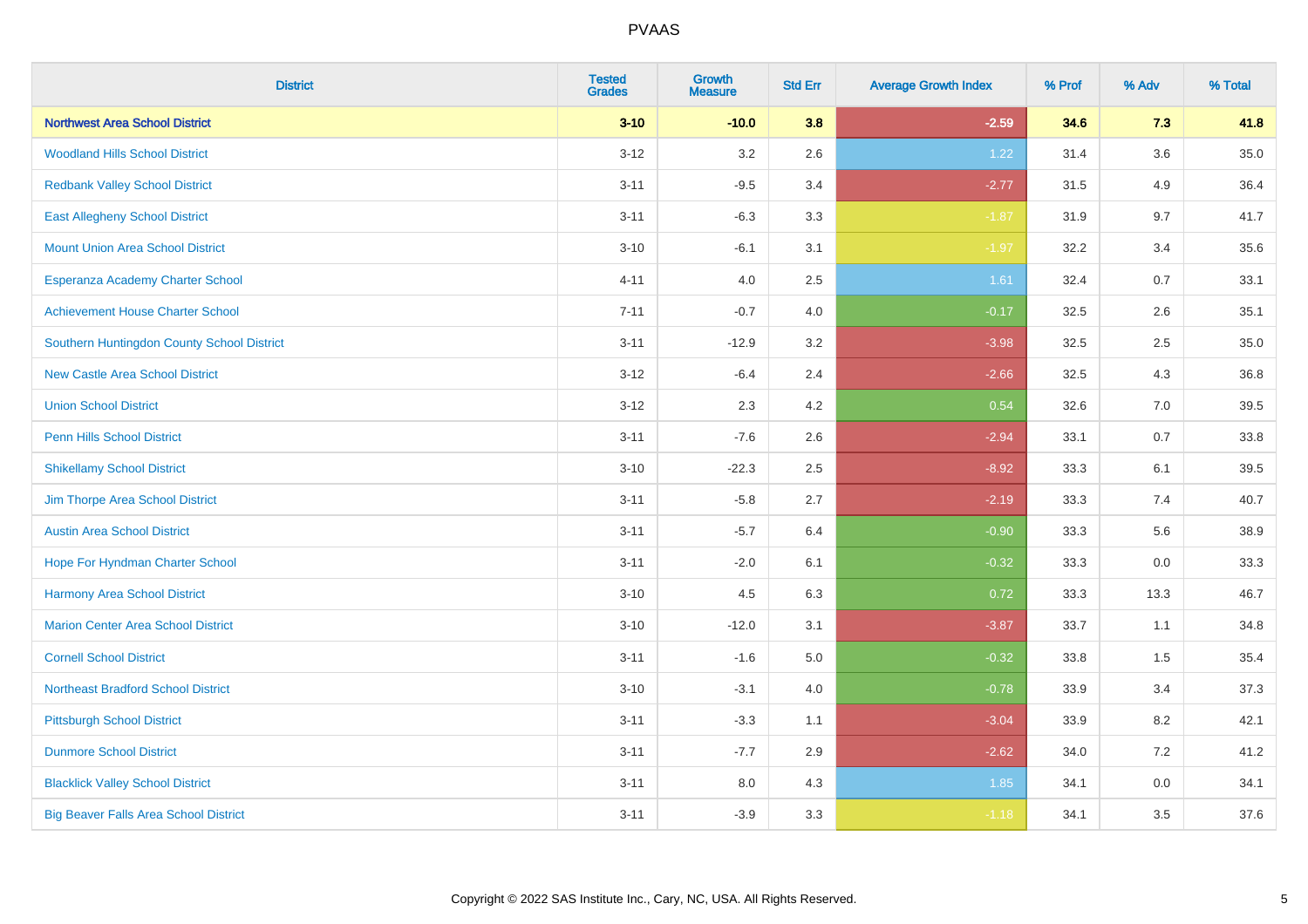| District | Tested Grades | Growth Measure | Std Err | Average Growth Index | % Prof | % Adv | % Total |
|---|---|---|---|---|---|---|---|
| **Northwest Area School District** | **3-10** | **-10.0** | **3.8** | **-2.59** | **34.6** | **7.3** | **41.8** |
| Woodland Hills School District | 3-12 | 3.2 | 2.6 | 1.22 | 31.4 | 3.6 | 35.0 |
| Redbank Valley School District | 3-11 | -9.5 | 3.4 | -2.77 | 31.5 | 4.9 | 36.4 |
| East Allegheny School District | 3-11 | -6.3 | 3.3 | -1.87 | 31.9 | 9.7 | 41.7 |
| Mount Union Area School District | 3-10 | -6.1 | 3.1 | -1.97 | 32.2 | 3.4 | 35.6 |
| Esperanza Academy Charter School | 4-11 | 4.0 | 2.5 | 1.61 | 32.4 | 0.7 | 33.1 |
| Achievement House Charter School | 7-11 | -0.7 | 4.0 | -0.17 | 32.5 | 2.6 | 35.1 |
| Southern Huntingdon County School District | 3-11 | -12.9 | 3.2 | -3.98 | 32.5 | 2.5 | 35.0 |
| New Castle Area School District | 3-12 | -6.4 | 2.4 | -2.66 | 32.5 | 4.3 | 36.8 |
| Union School District | 3-12 | 2.3 | 4.2 | 0.54 | 32.6 | 7.0 | 39.5 |
| Penn Hills School District | 3-11 | -7.6 | 2.6 | -2.94 | 33.1 | 0.7 | 33.8 |
| Shikellamy School District | 3-10 | -22.3 | 2.5 | -8.92 | 33.3 | 6.1 | 39.5 |
| Jim Thorpe Area School District | 3-11 | -5.8 | 2.7 | -2.19 | 33.3 | 7.4 | 40.7 |
| Austin Area School District | 3-11 | -5.7 | 6.4 | -0.90 | 33.3 | 5.6 | 38.9 |
| Hope For Hyndman Charter School | 3-11 | -2.0 | 6.1 | -0.32 | 33.3 | 0.0 | 33.3 |
| Harmony Area School District | 3-10 | 4.5 | 6.3 | 0.72 | 33.3 | 13.3 | 46.7 |
| Marion Center Area School District | 3-10 | -12.0 | 3.1 | -3.87 | 33.7 | 1.1 | 34.8 |
| Cornell School District | 3-11 | -1.6 | 5.0 | -0.32 | 33.8 | 1.5 | 35.4 |
| Northeast Bradford School District | 3-10 | -3.1 | 4.0 | -0.78 | 33.9 | 3.4 | 37.3 |
| Pittsburgh School District | 3-11 | -3.3 | 1.1 | -3.04 | 33.9 | 8.2 | 42.1 |
| Dunmore School District | 3-11 | -7.7 | 2.9 | -2.62 | 34.0 | 7.2 | 41.2 |
| Blacklick Valley School District | 3-11 | 8.0 | 4.3 | 1.85 | 34.1 | 0.0 | 34.1 |
| Big Beaver Falls Area School District | 3-11 | -3.9 | 3.3 | -1.18 | 34.1 | 3.5 | 37.6 |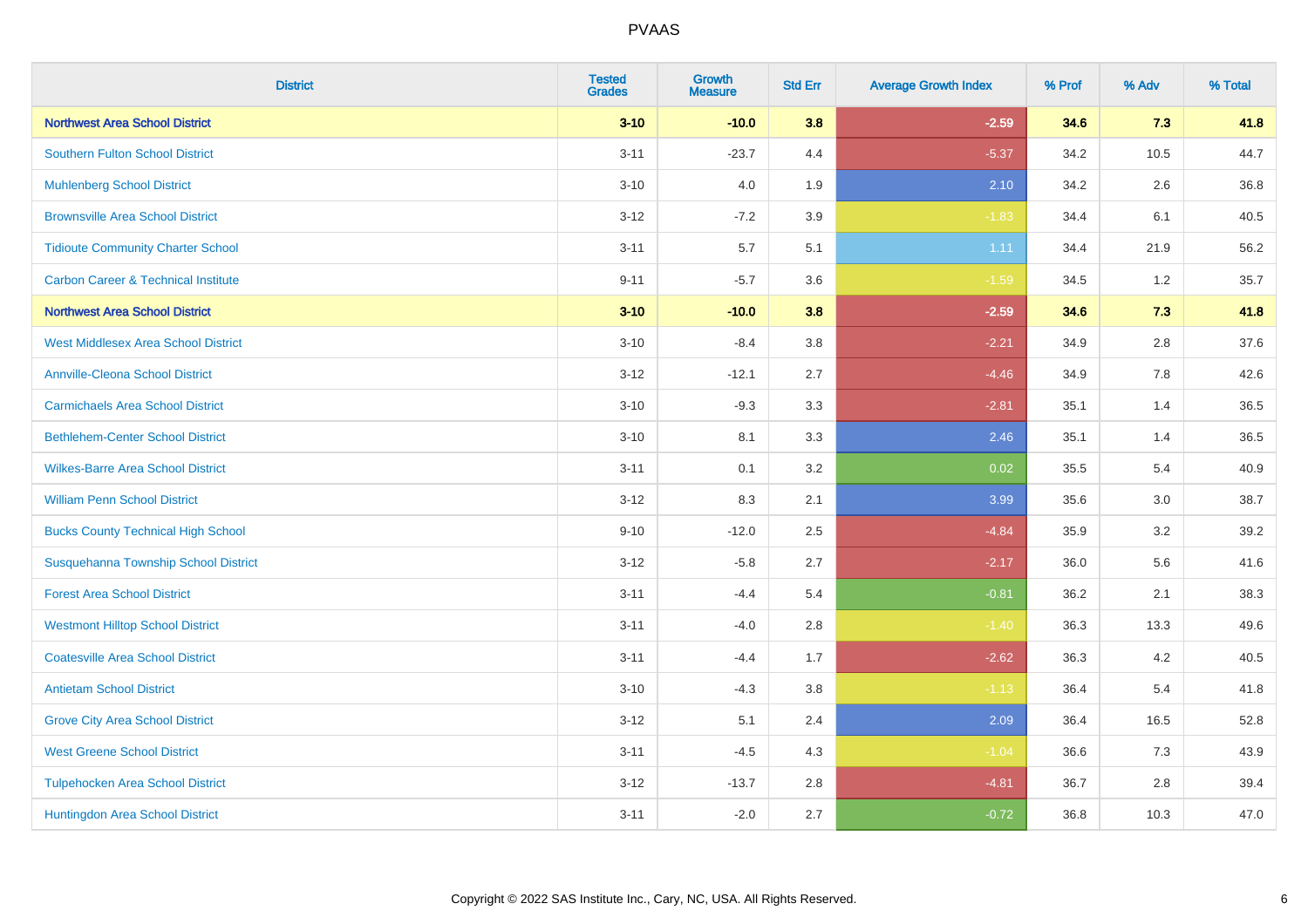# PVAAS

| District | Tested Grades | Growth Measure | Std Err | Average Growth Index | % Prof | % Adv | % Total |
|---|---|---|---|---|---|---|---|
| **Northwest Area School District** | **3-10** | **-10.0** | **3.8** | **-2.59** | **34.6** | **7.3** | **41.8** |
| Southern Fulton School District | 3-11 | -23.7 | 4.4 | -5.37 | 34.2 | 10.5 | 44.7 |
| Muhlenberg School District | 3-10 | 4.0 | 1.9 | 2.10 | 34.2 | 2.6 | 36.8 |
| Brownsville Area School District | 3-12 | -7.2 | 3.9 | -1.83 | 34.4 | 6.1 | 40.5 |
| Tidioute Community Charter School | 3-11 | 5.7 | 5.1 | 1.11 | 34.4 | 21.9 | 56.2 |
| Carbon Career & Technical Institute | 9-11 | -5.7 | 3.6 | -1.59 | 34.5 | 1.2 | 35.7 |
| **Northwest Area School District** | **3-10** | **-10.0** | **3.8** | **-2.59** | **34.6** | **7.3** | **41.8** |
| West Middlesex Area School District | 3-10 | -8.4 | 3.8 | -2.21 | 34.9 | 2.8 | 37.6 |
| Annville-Cleona School District | 3-12 | -12.1 | 2.7 | -4.46 | 34.9 | 7.8 | 42.6 |
| Carmichaels Area School District | 3-10 | -9.3 | 3.3 | -2.81 | 35.1 | 1.4 | 36.5 |
| Bethlehem-Center School District | 3-10 | 8.1 | 3.3 | 2.46 | 35.1 | 1.4 | 36.5 |
| Wilkes-Barre Area School District | 3-11 | 0.1 | 3.2 | 0.02 | 35.5 | 5.4 | 40.9 |
| William Penn School District | 3-12 | 8.3 | 2.1 | 3.99 | 35.6 | 3.0 | 38.7 |
| Bucks County Technical High School | 9-10 | -12.0 | 2.5 | -4.84 | 35.9 | 3.2 | 39.2 |
| Susquehanna Township School District | 3-12 | -5.8 | 2.7 | -2.17 | 36.0 | 5.6 | 41.6 |
| Forest Area School District | 3-11 | -4.4 | 5.4 | -0.81 | 36.2 | 2.1 | 38.3 |
| Westmont Hilltop School District | 3-11 | -4.0 | 2.8 | -1.40 | 36.3 | 13.3 | 49.6 |
| Coatesville Area School District | 3-11 | -4.4 | 1.7 | -2.62 | 36.3 | 4.2 | 40.5 |
| Antietam School District | 3-10 | -4.3 | 3.8 | -1.13 | 36.4 | 5.4 | 41.8 |
| Grove City Area School District | 3-12 | 5.1 | 2.4 | 2.09 | 36.4 | 16.5 | 52.8 |
| West Greene School District | 3-11 | -4.5 | 4.3 | -1.04 | 36.6 | 7.3 | 43.9 |
| Tulpehocken Area School District | 3-12 | -13.7 | 2.8 | -4.81 | 36.7 | 2.8 | 39.4 |
| Huntingdon Area School District | 3-11 | -2.0 | 2.7 | -0.72 | 36.8 | 10.3 | 47.0 |

Copyright © 2022 SAS Institute Inc., Cary, NC, USA. All Rights Reserved.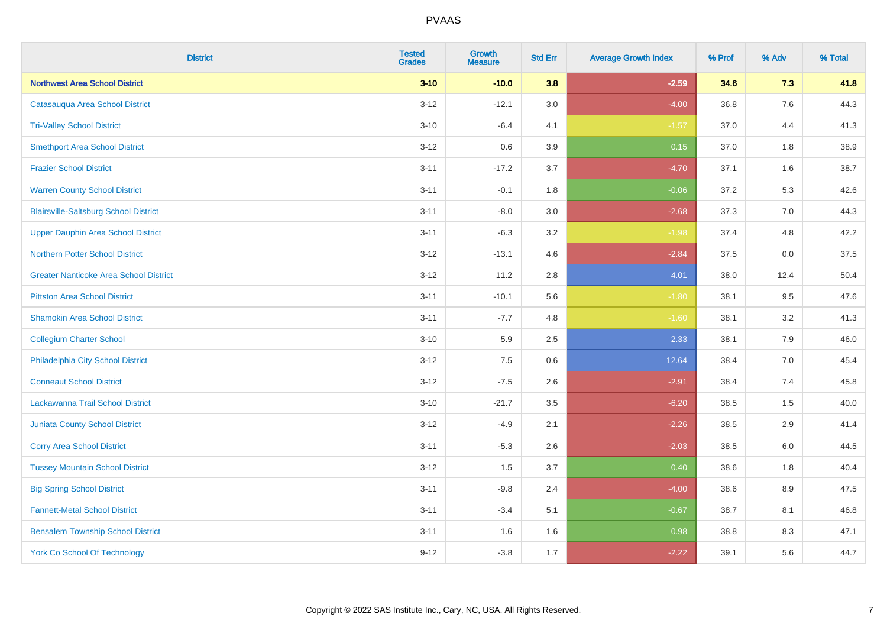# PVAAS

| District | Tested Grades | Growth Measure | Std Err | Average Growth Index | % Prof | % Adv | % Total |
|---|---|---|---|---|---|---|---|
| **Northwest Area School District** | **3-10** | **-10.0** | **3.8** | **-2.59** | **34.6** | **7.3** | **41.8** |
| Catasauqua Area School District | 3-12 | -12.1 | 3.0 | -4.00 | 36.8 | 7.6 | 44.3 |
| Tri-Valley School District | 3-10 | -6.4 | 4.1 | -1.57 | 37.0 | 4.4 | 41.3 |
| Smethport Area School District | 3-12 | 0.6 | 3.9 | 0.15 | 37.0 | 1.8 | 38.9 |
| Frazier School District | 3-11 | -17.2 | 3.7 | -4.70 | 37.1 | 1.6 | 38.7 |
| Warren County School District | 3-11 | -0.1 | 1.8 | -0.06 | 37.2 | 5.3 | 42.6 |
| Blairsville-Saltsburg School District | 3-11 | -8.0 | 3.0 | -2.68 | 37.3 | 7.0 | 44.3 |
| Upper Dauphin Area School District | 3-11 | -6.3 | 3.2 | -1.98 | 37.4 | 4.8 | 42.2 |
| Northern Potter School District | 3-12 | -13.1 | 4.6 | -2.84 | 37.5 | 0.0 | 37.5 |
| Greater Nanticoke Area School District | 3-12 | 11.2 | 2.8 | 4.01 | 38.0 | 12.4 | 50.4 |
| Pittston Area School District | 3-11 | -10.1 | 5.6 | -1.80 | 38.1 | 9.5 | 47.6 |
| Shamokin Area School District | 3-11 | -7.7 | 4.8 | -1.60 | 38.1 | 3.2 | 41.3 |
| Collegium Charter School | 3-10 | 5.9 | 2.5 | 2.33 | 38.1 | 7.9 | 46.0 |
| Philadelphia City School District | 3-12 | 7.5 | 0.6 | 12.64 | 38.4 | 7.0 | 45.4 |
| Conneaut School District | 3-12 | -7.5 | 2.6 | -2.91 | 38.4 | 7.4 | 45.8 |
| Lackawanna Trail School District | 3-10 | -21.7 | 3.5 | -6.20 | 38.5 | 1.5 | 40.0 |
| Juniata County School District | 3-12 | -4.9 | 2.1 | -2.26 | 38.5 | 2.9 | 41.4 |
| Corry Area School District | 3-11 | -5.3 | 2.6 | -2.03 | 38.5 | 6.0 | 44.5 |
| Tussey Mountain School District | 3-12 | 1.5 | 3.7 | 0.40 | 38.6 | 1.8 | 40.4 |
| Big Spring School District | 3-11 | -9.8 | 2.4 | -4.00 | 38.6 | 8.9 | 47.5 |
| Fannett-Metal School District | 3-11 | -3.4 | 5.1 | -0.67 | 38.7 | 8.1 | 46.8 |
| Bensalem Township School District | 3-11 | 1.6 | 1.6 | 0.98 | 38.8 | 8.3 | 47.1 |
| York Co School Of Technology | 9-12 | -3.8 | 1.7 | -2.22 | 39.1 | 5.6 | 44.7 |

Copyright © 2022 SAS Institute Inc., Cary, NC, USA. All Rights Reserved.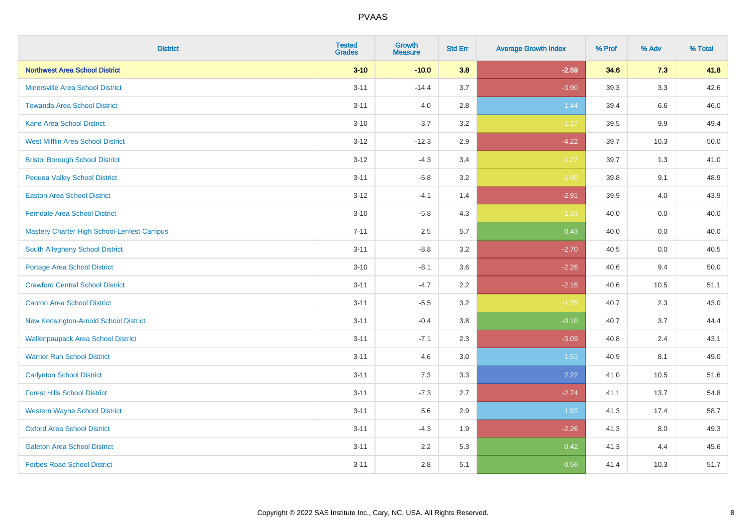# PVAAS

| District | Tested Grades | Growth Measure | Std Err | Average Growth Index | % Prof | % Adv | % Total |
|---|---|---|---|---|---|---|---|
| **Northwest Area School District** | **3-10** | **-10.0** | **3.8** | **-2.59** | **34.6** | **7.3** | **41.8** |
| Minersville Area School District | 3-11 | -14.4 | 3.7 | -3.90 | 39.3 | 3.3 | 42.6 |
| Towanda Area School District | 3-11 | 4.0 | 2.8 | 1.44 | 39.4 | 6.6 | 46.0 |
| Kane Area School District | 3-10 | -3.7 | 3.2 | -1.17 | 39.5 | 9.9 | 49.4 |
| West Mifflin Area School District | 3-12 | -12.3 | 2.9 | -4.22 | 39.7 | 10.3 | 50.0 |
| Bristol Borough School District | 3-12 | -4.3 | 3.4 | -1.27 | 39.7 | 1.3 | 41.0 |
| Pequea Valley School District | 3-11 | -5.8 | 3.2 | -1.80 | 39.8 | 9.1 | 48.9 |
| Easton Area School District | 3-12 | -4.1 | 1.4 | -2.91 | 39.9 | 4.0 | 43.9 |
| Ferndale Area School District | 3-10 | -5.8 | 4.3 | -1.33 | 40.0 | 0.0 | 40.0 |
| Mastery Charter High School-Lenfest Campus | 7-11 | 2.5 | 5.7 | 0.43 | 40.0 | 0.0 | 40.0 |
| South Allegheny School District | 3-11 | -8.8 | 3.2 | -2.70 | 40.5 | 0.0 | 40.5 |
| Portage Area School District | 3-10 | -8.1 | 3.6 | -2.26 | 40.6 | 9.4 | 50.0 |
| Crawford Central School District | 3-11 | -4.7 | 2.2 | -2.15 | 40.6 | 10.5 | 51.1 |
| Canton Area School District | 3-11 | -5.5 | 3.2 | -1.75 | 40.7 | 2.3 | 43.0 |
| New Kensington-Arnold School District | 3-11 | -0.4 | 3.8 | -0.10 | 40.7 | 3.7 | 44.4 |
| Wallenpaupack Area School District | 3-11 | -7.1 | 2.3 | -3.09 | 40.8 | 2.4 | 43.1 |
| Warrior Run School District | 3-11 | 4.6 | 3.0 | 1.51 | 40.9 | 8.1 | 49.0 |
| Carlynton School District | 3-11 | 7.3 | 3.3 | 2.22 | 41.0 | 10.5 | 51.6 |
| Forest Hills School District | 3-11 | -7.3 | 2.7 | -2.74 | 41.1 | 13.7 | 54.8 |
| Western Wayne School District | 3-11 | 5.6 | 2.9 | 1.93 | 41.3 | 17.4 | 58.7 |
| Oxford Area School District | 3-11 | -4.3 | 1.9 | -2.26 | 41.3 | 8.0 | 49.3 |
| Galeton Area School District | 3-11 | 2.2 | 5.3 | 0.42 | 41.3 | 4.4 | 45.6 |
| Forbes Road School District | 3-11 | 2.8 | 5.1 | 0.56 | 41.4 | 10.3 | 51.7 |

Copyright © 2022 SAS Institute Inc., Cary, NC, USA. All Rights Reserved.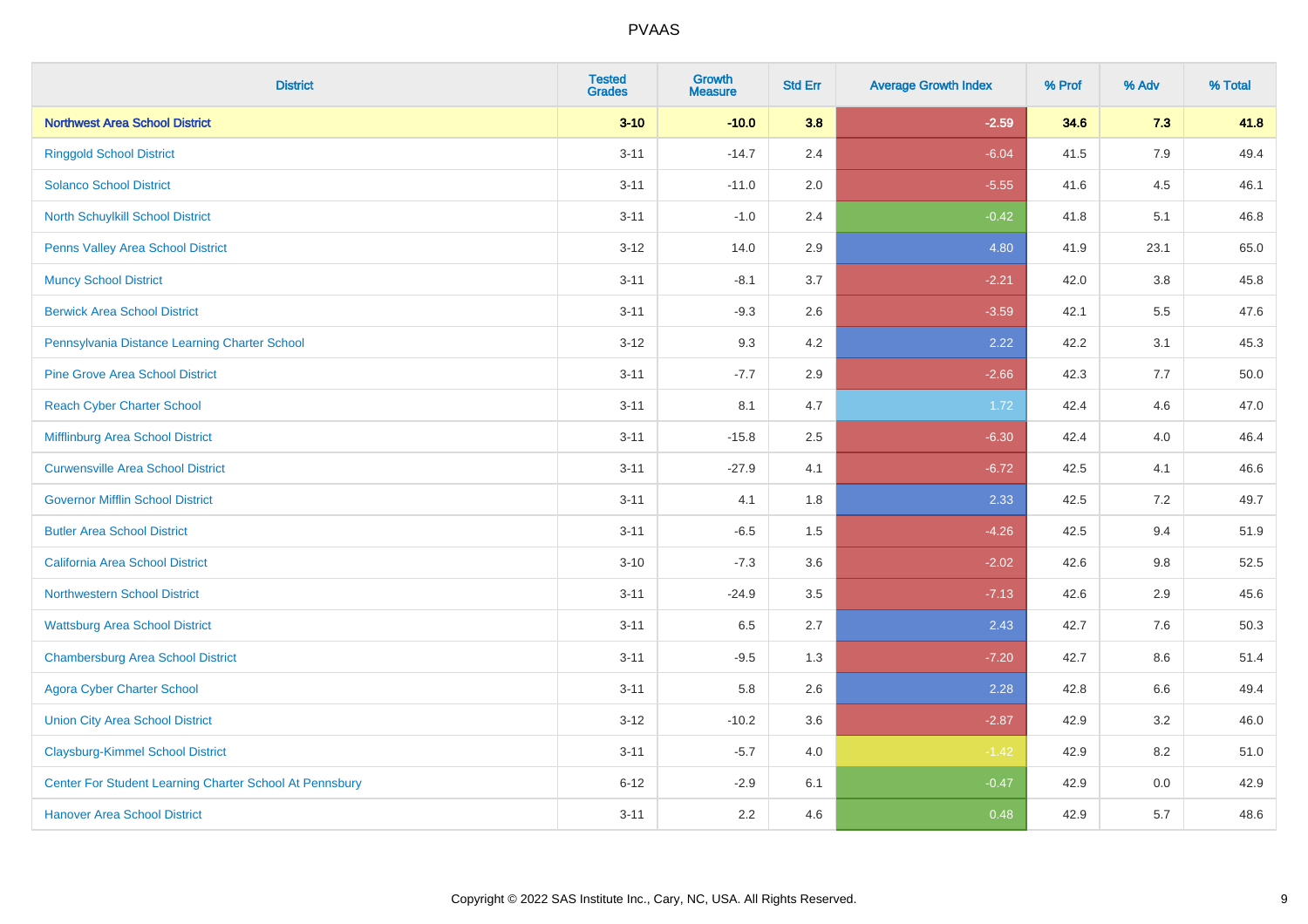# PVAAS

| District | Tested Grades | Growth Measure | Std Err | Average Growth Index | % Prof | % Adv | % Total |
|---|---|---|---|---|---|---|---|
| **Northwest Area School District** | **3-10** | **-10.0** | **3.8** | **-2.59** | **34.6** | **7.3** | **41.8** |
| Ringgold School District | 3-11 | -14.7 | 2.4 | -6.04 | 41.5 | 7.9 | 49.4 |
| Solanco School District | 3-11 | -11.0 | 2.0 | -5.55 | 41.6 | 4.5 | 46.1 |
| North Schuylkill School District | 3-11 | -1.0 | 2.4 | -0.42 | 41.8 | 5.1 | 46.8 |
| Penns Valley Area School District | 3-12 | 14.0 | 2.9 | 4.80 | 41.9 | 23.1 | 65.0 |
| Muncy School District | 3-11 | -8.1 | 3.7 | -2.21 | 42.0 | 3.8 | 45.8 |
| Berwick Area School District | 3-11 | -9.3 | 2.6 | -3.59 | 42.1 | 5.5 | 47.6 |
| Pennsylvania Distance Learning Charter School | 3-12 | 9.3 | 4.2 | 2.22 | 42.2 | 3.1 | 45.3 |
| Pine Grove Area School District | 3-11 | -7.7 | 2.9 | -2.66 | 42.3 | 7.7 | 50.0 |
| Reach Cyber Charter School | 3-11 | 8.1 | 4.7 | 1.72 | 42.4 | 4.6 | 47.0 |
| Mifflinburg Area School District | 3-11 | -15.8 | 2.5 | -6.30 | 42.4 | 4.0 | 46.4 |
| Curwensville Area School District | 3-11 | -27.9 | 4.1 | -6.72 | 42.5 | 4.1 | 46.6 |
| Governor Mifflin School District | 3-11 | 4.1 | 1.8 | 2.33 | 42.5 | 7.2 | 49.7 |
| Butler Area School District | 3-11 | -6.5 | 1.5 | -4.26 | 42.5 | 9.4 | 51.9 |
| California Area School District | 3-10 | -7.3 | 3.6 | -2.02 | 42.6 | 9.8 | 52.5 |
| Northwestern School District | 3-11 | -24.9 | 3.5 | -7.13 | 42.6 | 2.9 | 45.6 |
| Wattsburg Area School District | 3-11 | 6.5 | 2.7 | 2.43 | 42.7 | 7.6 | 50.3 |
| Chambersburg Area School District | 3-11 | -9.5 | 1.3 | -7.20 | 42.7 | 8.6 | 51.4 |
| Agora Cyber Charter School | 3-11 | 5.8 | 2.6 | 2.28 | 42.8 | 6.6 | 49.4 |
| Union City Area School District | 3-12 | -10.2 | 3.6 | -2.87 | 42.9 | 3.2 | 46.0 |
| Claysburg-Kimmel School District | 3-11 | -5.7 | 4.0 | -1.42 | 42.9 | 8.2 | 51.0 |
| Center For Student Learning Charter School At Pennsbury | 6-12 | -2.9 | 6.1 | -0.47 | 42.9 | 0.0 | 42.9 |
| Hanover Area School District | 3-11 | 2.2 | 4.6 | 0.48 | 42.9 | 5.7 | 48.6 |

Copyright © 2022 SAS Institute Inc., Cary, NC, USA. All Rights Reserved.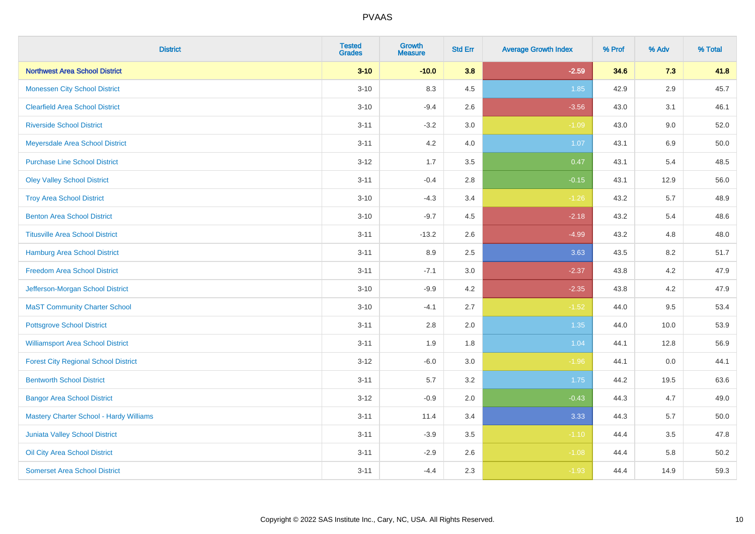| District | Tested Grades | Growth Measure | Std Err | Average Growth Index | % Prof | % Adv | % Total |
|---|---|---|---|---|---|---|---|
| **Northwest Area School District** | **3-10** | **-10.0** | **3.8** | **-2.59** | **34.6** | **7.3** | **41.8** |
| Monessen City School District | 3-10 | 8.3 | 4.5 | 1.85 | 42.9 | 2.9 | 45.7 |
| Clearfield Area School District | 3-10 | -9.4 | 2.6 | -3.56 | 43.0 | 3.1 | 46.1 |
| Riverside School District | 3-11 | -3.2 | 3.0 | -1.09 | 43.0 | 9.0 | 52.0 |
| Meyersdale Area School District | 3-11 | 4.2 | 4.0 | 1.07 | 43.1 | 6.9 | 50.0 |
| Purchase Line School District | 3-12 | 1.7 | 3.5 | 0.47 | 43.1 | 5.4 | 48.5 |
| Oley Valley School District | 3-11 | -0.4 | 2.8 | -0.15 | 43.1 | 12.9 | 56.0 |
| Troy Area School District | 3-10 | -4.3 | 3.4 | -1.26 | 43.2 | 5.7 | 48.9 |
| Benton Area School District | 3-10 | -9.7 | 4.5 | -2.18 | 43.2 | 5.4 | 48.6 |
| Titusville Area School District | 3-11 | -13.2 | 2.6 | -4.99 | 43.2 | 4.8 | 48.0 |
| Hamburg Area School District | 3-11 | 8.9 | 2.5 | 3.63 | 43.5 | 8.2 | 51.7 |
| Freedom Area School District | 3-11 | -7.1 | 3.0 | -2.37 | 43.8 | 4.2 | 47.9 |
| Jefferson-Morgan School District | 3-10 | -9.9 | 4.2 | -2.35 | 43.8 | 4.2 | 47.9 |
| MaST Community Charter School | 3-10 | -4.1 | 2.7 | -1.52 | 44.0 | 9.5 | 53.4 |
| Pottsgrove School District | 3-11 | 2.8 | 2.0 | 1.35 | 44.0 | 10.0 | 53.9 |
| Williamsport Area School District | 3-11 | 1.9 | 1.8 | 1.04 | 44.1 | 12.8 | 56.9 |
| Forest City Regional School District | 3-12 | -6.0 | 3.0 | -1.96 | 44.1 | 0.0 | 44.1 |
| Bentworth School District | 3-11 | 5.7 | 3.2 | 1.75 | 44.2 | 19.5 | 63.6 |
| Bangor Area School District | 3-12 | -0.9 | 2.0 | -0.43 | 44.3 | 4.7 | 49.0 |
| Mastery Charter School - Hardy Williams | 3-11 | 11.4 | 3.4 | 3.33 | 44.3 | 5.7 | 50.0 |
| Juniata Valley School District | 3-11 | -3.9 | 3.5 | -1.10 | 44.4 | 3.5 | 47.8 |
| Oil City Area School District | 3-11 | -2.9 | 2.6 | -1.08 | 44.4 | 5.8 | 50.2 |
| Somerset Area School District | 3-11 | -4.4 | 2.3 | -1.93 | 44.4 | 14.9 | 59.3 |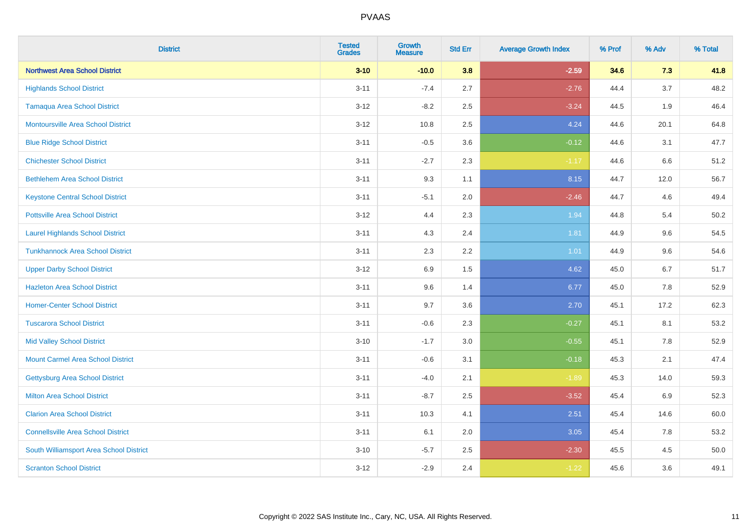| District | Tested Grades | Growth Measure | Std Err | Average Growth Index | % Prof | % Adv | % Total |
|---|---|---|---|---|---|---|---|
| **Northwest Area School District** | **3-10** | **-10.0** | **3.8** | **-2.59** | **34.6** | **7.3** | **41.8** |
| Highlands School District | 3-11 | -7.4 | 2.7 | -2.76 | 44.4 | 3.7 | 48.2 |
| Tamaqua Area School District | 3-12 | -8.2 | 2.5 | -3.24 | 44.5 | 1.9 | 46.4 |
| Montoursville Area School District | 3-12 | 10.8 | 2.5 | 4.24 | 44.6 | 20.1 | 64.8 |
| Blue Ridge School District | 3-11 | -0.5 | 3.6 | -0.12 | 44.6 | 3.1 | 47.7 |
| Chichester School District | 3-11 | -2.7 | 2.3 | -1.17 | 44.6 | 6.6 | 51.2 |
| Bethlehem Area School District | 3-11 | 9.3 | 1.1 | 8.15 | 44.7 | 12.0 | 56.7 |
| Keystone Central School District | 3-11 | -5.1 | 2.0 | -2.46 | 44.7 | 4.6 | 49.4 |
| Pottsville Area School District | 3-12 | 4.4 | 2.3 | 1.94 | 44.8 | 5.4 | 50.2 |
| Laurel Highlands School District | 3-11 | 4.3 | 2.4 | 1.81 | 44.9 | 9.6 | 54.5 |
| Tunkhannock Area School District | 3-11 | 2.3 | 2.2 | 1.01 | 44.9 | 9.6 | 54.6 |
| Upper Darby School District | 3-12 | 6.9 | 1.5 | 4.62 | 45.0 | 6.7 | 51.7 |
| Hazleton Area School District | 3-11 | 9.6 | 1.4 | 6.77 | 45.0 | 7.8 | 52.9 |
| Homer-Center School District | 3-11 | 9.7 | 3.6 | 2.70 | 45.1 | 17.2 | 62.3 |
| Tuscarora School District | 3-11 | -0.6 | 2.3 | -0.27 | 45.1 | 8.1 | 53.2 |
| Mid Valley School District | 3-10 | -1.7 | 3.0 | -0.55 | 45.1 | 7.8 | 52.9 |
| Mount Carmel Area School District | 3-11 | -0.6 | 3.1 | -0.18 | 45.3 | 2.1 | 47.4 |
| Gettysburg Area School District | 3-11 | -4.0 | 2.1 | -1.89 | 45.3 | 14.0 | 59.3 |
| Milton Area School District | 3-11 | -8.7 | 2.5 | -3.52 | 45.4 | 6.9 | 52.3 |
| Clarion Area School District | 3-11 | 10.3 | 4.1 | 2.51 | 45.4 | 14.6 | 60.0 |
| Connellsville Area School District | 3-11 | 6.1 | 2.0 | 3.05 | 45.4 | 7.8 | 53.2 |
| South Williamsport Area School District | 3-10 | -5.7 | 2.5 | -2.30 | 45.5 | 4.5 | 50.0 |
| Scranton School District | 3-12 | -2.9 | 2.4 | -1.22 | 45.6 | 3.6 | 49.1 |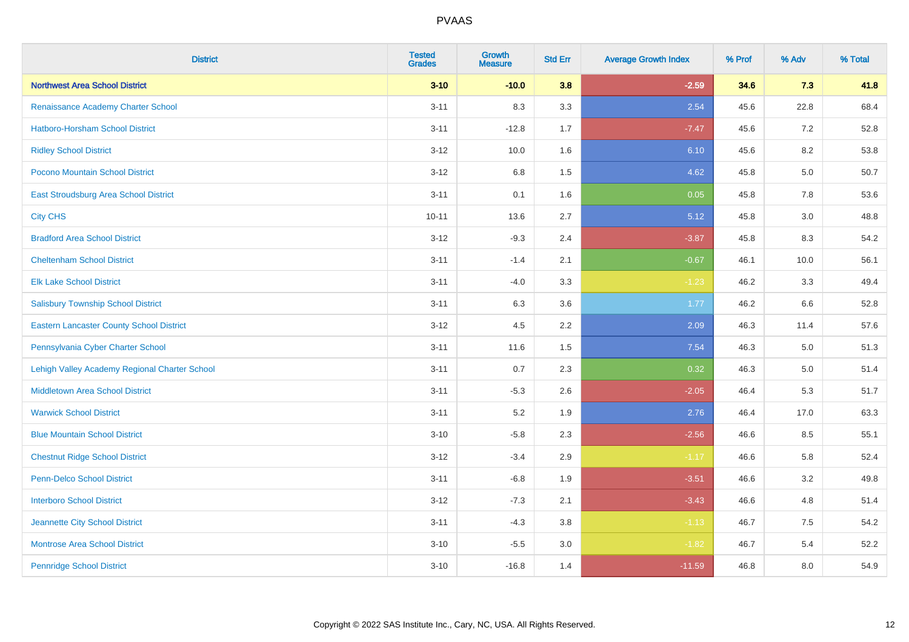# PVAAS

| District | Tested Grades | Growth Measure | Std Err | Average Growth Index | % Prof | % Adv | % Total |
|---|---|---|---|---|---|---|---|
| **Northwest Area School District** | **3-10** | **-10.0** | **3.8** | **-2.59** | **34.6** | **7.3** | **41.8** |
| Renaissance Academy Charter School | 3-11 | 8.3 | 3.3 | 2.54 | 45.6 | 22.8 | 68.4 |
| Hatboro-Horsham School District | 3-11 | -12.8 | 1.7 | -7.47 | 45.6 | 7.2 | 52.8 |
| Ridley School District | 3-12 | 10.0 | 1.6 | 6.10 | 45.6 | 8.2 | 53.8 |
| Pocono Mountain School District | 3-12 | 6.8 | 1.5 | 4.62 | 45.8 | 5.0 | 50.7 |
| East Stroudsburg Area School District | 3-11 | 0.1 | 1.6 | 0.05 | 45.8 | 7.8 | 53.6 |
| City CHS | 10-11 | 13.6 | 2.7 | 5.12 | 45.8 | 3.0 | 48.8 |
| Bradford Area School District | 3-12 | -9.3 | 2.4 | -3.87 | 45.8 | 8.3 | 54.2 |
| Cheltenham School District | 3-11 | -1.4 | 2.1 | -0.67 | 46.1 | 10.0 | 56.1 |
| Elk Lake School District | 3-11 | -4.0 | 3.3 | -1.23 | 46.2 | 3.3 | 49.4 |
| Salisbury Township School District | 3-11 | 6.3 | 3.6 | 1.77 | 46.2 | 6.6 | 52.8 |
| Eastern Lancaster County School District | 3-12 | 4.5 | 2.2 | 2.09 | 46.3 | 11.4 | 57.6 |
| Pennsylvania Cyber Charter School | 3-11 | 11.6 | 1.5 | 7.54 | 46.3 | 5.0 | 51.3 |
| Lehigh Valley Academy Regional Charter School | 3-11 | 0.7 | 2.3 | 0.32 | 46.3 | 5.0 | 51.4 |
| Middletown Area School District | 3-11 | -5.3 | 2.6 | -2.05 | 46.4 | 5.3 | 51.7 |
| Warwick School District | 3-11 | 5.2 | 1.9 | 2.76 | 46.4 | 17.0 | 63.3 |
| Blue Mountain School District | 3-10 | -5.8 | 2.3 | -2.56 | 46.6 | 8.5 | 55.1 |
| Chestnut Ridge School District | 3-12 | -3.4 | 2.9 | -1.17 | 46.6 | 5.8 | 52.4 |
| Penn-Delco School District | 3-11 | -6.8 | 1.9 | -3.51 | 46.6 | 3.2 | 49.8 |
| Interboro School District | 3-12 | -7.3 | 2.1 | -3.43 | 46.6 | 4.8 | 51.4 |
| Jeannette City School District | 3-11 | -4.3 | 3.8 | -1.13 | 46.7 | 7.5 | 54.2 |
| Montrose Area School District | 3-10 | -5.5 | 3.0 | -1.82 | 46.7 | 5.4 | 52.2 |
| Pennridge School District | 3-10 | -16.8 | 1.4 | -11.59 | 46.8 | 8.0 | 54.9 |

Copyright © 2022 SAS Institute Inc., Cary, NC, USA. All Rights Reserved.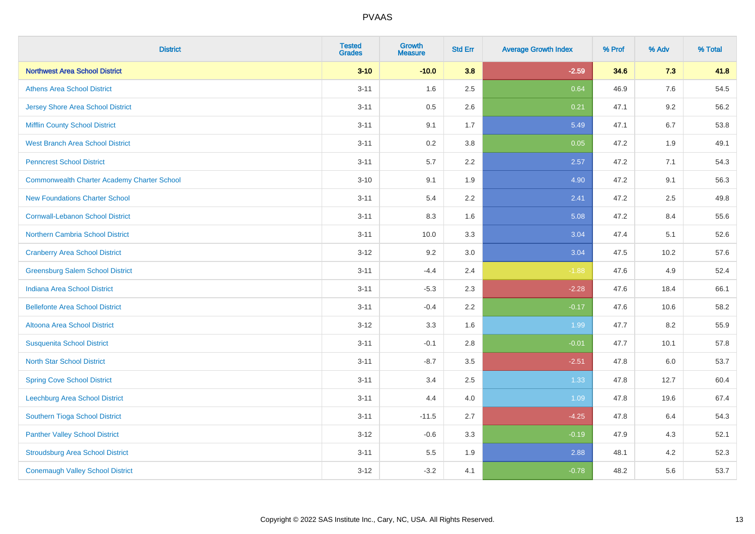# PVAAS

| District | Tested Grades | Growth Measure | Std Err | Average Growth Index | % Prof | % Adv | % Total |
|---|---|---|---|---|---|---|---|
| **Northwest Area School District** | **3-10** | **-10.0** | **3.8** | **-2.59** | **34.6** | **7.3** | **41.8** |
| Athens Area School District | 3-11 | 1.6 | 2.5 | 0.64 | 46.9 | 7.6 | 54.5 |
| Jersey Shore Area School District | 3-11 | 0.5 | 2.6 | 0.21 | 47.1 | 9.2 | 56.2 |
| Mifflin County School District | 3-11 | 9.1 | 1.7 | 5.49 | 47.1 | 6.7 | 53.8 |
| West Branch Area School District | 3-11 | 0.2 | 3.8 | 0.05 | 47.2 | 1.9 | 49.1 |
| Penncrest School District | 3-11 | 5.7 | 2.2 | 2.57 | 47.2 | 7.1 | 54.3 |
| Commonwealth Charter Academy Charter School | 3-10 | 9.1 | 1.9 | 4.90 | 47.2 | 9.1 | 56.3 |
| New Foundations Charter School | 3-11 | 5.4 | 2.2 | 2.41 | 47.2 | 2.5 | 49.8 |
| Cornwall-Lebanon School District | 3-11 | 8.3 | 1.6 | 5.08 | 47.2 | 8.4 | 55.6 |
| Northern Cambria School District | 3-11 | 10.0 | 3.3 | 3.04 | 47.4 | 5.1 | 52.6 |
| Cranberry Area School District | 3-12 | 9.2 | 3.0 | 3.04 | 47.5 | 10.2 | 57.6 |
| Greensburg Salem School District | 3-11 | -4.4 | 2.4 | -1.88 | 47.6 | 4.9 | 52.4 |
| Indiana Area School District | 3-11 | -5.3 | 2.3 | -2.28 | 47.6 | 18.4 | 66.1 |
| Bellefonte Area School District | 3-11 | -0.4 | 2.2 | -0.17 | 47.6 | 10.6 | 58.2 |
| Altoona Area School District | 3-12 | 3.3 | 1.6 | 1.99 | 47.7 | 8.2 | 55.9 |
| Susquenita School District | 3-11 | -0.1 | 2.8 | -0.01 | 47.7 | 10.1 | 57.8 |
| North Star School District | 3-11 | -8.7 | 3.5 | -2.51 | 47.8 | 6.0 | 53.7 |
| Spring Cove School District | 3-11 | 3.4 | 2.5 | 1.33 | 47.8 | 12.7 | 60.4 |
| Leechburg Area School District | 3-11 | 4.4 | 4.0 | 1.09 | 47.8 | 19.6 | 67.4 |
| Southern Tioga School District | 3-11 | -11.5 | 2.7 | -4.25 | 47.8 | 6.4 | 54.3 |
| Panther Valley School District | 3-12 | -0.6 | 3.3 | -0.19 | 47.9 | 4.3 | 52.1 |
| Stroudsburg Area School District | 3-11 | 5.5 | 1.9 | 2.88 | 48.1 | 4.2 | 52.3 |
| Conemaugh Valley School District | 3-12 | -3.2 | 4.1 | -0.78 | 48.2 | 5.6 | 53.7 |

Copyright © 2022 SAS Institute Inc., Cary, NC, USA. All Rights Reserved.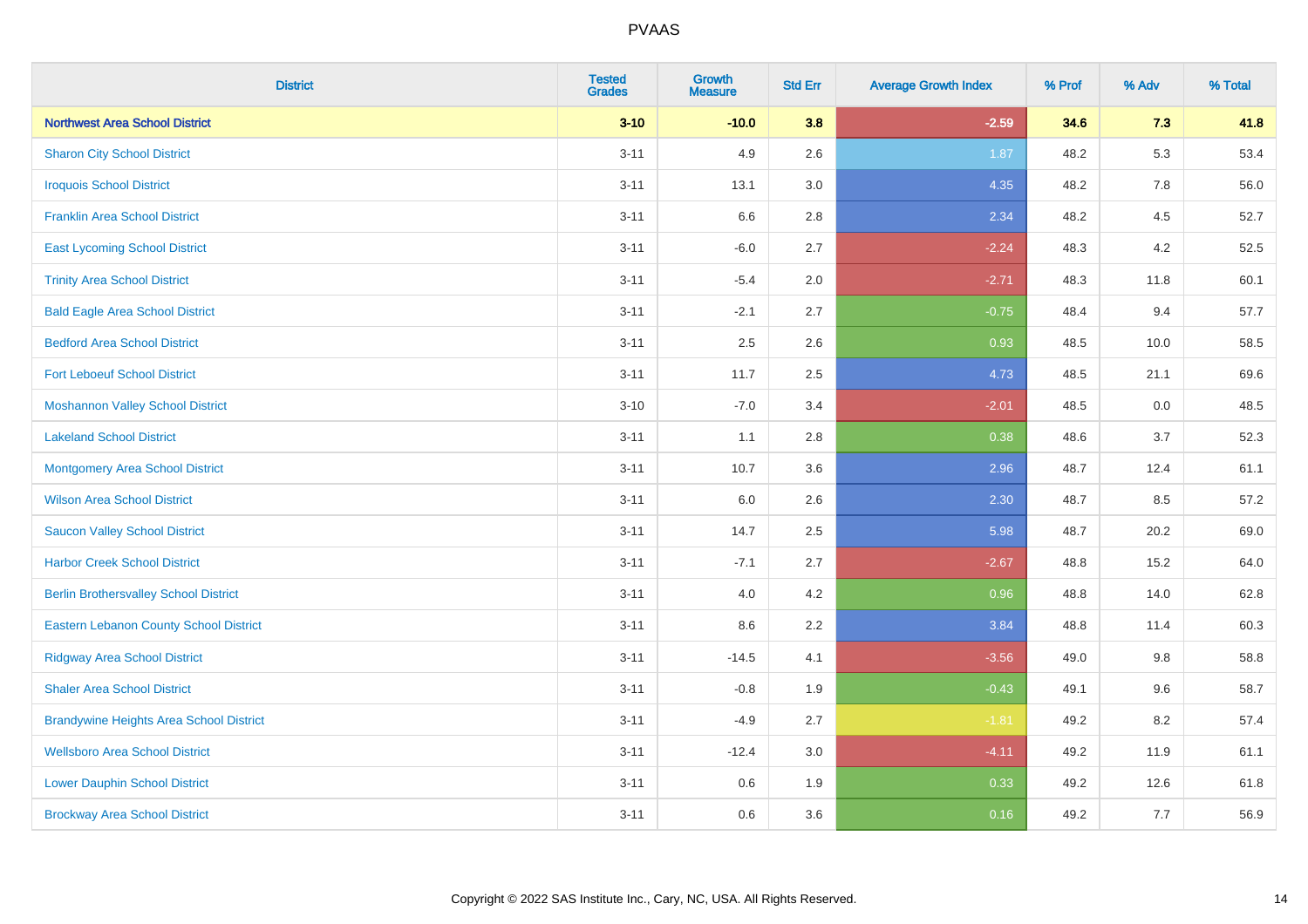# PVAAS

| District | Tested Grades | Growth Measure | Std Err | Average Growth Index | % Prof | % Adv | % Total |
|---|---|---|---|---|---|---|---|
| **Northwest Area School District** | **3-10** | **-10.0** | **3.8** | **-2.59** | **34.6** | **7.3** | **41.8** |
| Sharon City School District | 3-11 | 4.9 | 2.6 | 1.87 | 48.2 | 5.3 | 53.4 |
| Iroquois School District | 3-11 | 13.1 | 3.0 | 4.35 | 48.2 | 7.8 | 56.0 |
| Franklin Area School District | 3-11 | 6.6 | 2.8 | 2.34 | 48.2 | 4.5 | 52.7 |
| East Lycoming School District | 3-11 | -6.0 | 2.7 | -2.24 | 48.3 | 4.2 | 52.5 |
| Trinity Area School District | 3-11 | -5.4 | 2.0 | -2.71 | 48.3 | 11.8 | 60.1 |
| Bald Eagle Area School District | 3-11 | -2.1 | 2.7 | -0.75 | 48.4 | 9.4 | 57.7 |
| Bedford Area School District | 3-11 | 2.5 | 2.6 | 0.93 | 48.5 | 10.0 | 58.5 |
| Fort Leboeuf School District | 3-11 | 11.7 | 2.5 | 4.73 | 48.5 | 21.1 | 69.6 |
| Moshannon Valley School District | 3-10 | -7.0 | 3.4 | -2.01 | 48.5 | 0.0 | 48.5 |
| Lakeland School District | 3-11 | 1.1 | 2.8 | 0.38 | 48.6 | 3.7 | 52.3 |
| Montgomery Area School District | 3-11 | 10.7 | 3.6 | 2.96 | 48.7 | 12.4 | 61.1 |
| Wilson Area School District | 3-11 | 6.0 | 2.6 | 2.30 | 48.7 | 8.5 | 57.2 |
| Saucon Valley School District | 3-11 | 14.7 | 2.5 | 5.98 | 48.7 | 20.2 | 69.0 |
| Harbor Creek School District | 3-11 | -7.1 | 2.7 | -2.67 | 48.8 | 15.2 | 64.0 |
| Berlin Brothersvalley School District | 3-11 | 4.0 | 4.2 | 0.96 | 48.8 | 14.0 | 62.8 |
| Eastern Lebanon County School District | 3-11 | 8.6 | 2.2 | 3.84 | 48.8 | 11.4 | 60.3 |
| Ridgway Area School District | 3-11 | -14.5 | 4.1 | -3.56 | 49.0 | 9.8 | 58.8 |
| Shaler Area School District | 3-11 | -0.8 | 1.9 | -0.43 | 49.1 | 9.6 | 58.7 |
| Brandywine Heights Area School District | 3-11 | -4.9 | 2.7 | -1.81 | 49.2 | 8.2 | 57.4 |
| Wellsboro Area School District | 3-11 | -12.4 | 3.0 | -4.11 | 49.2 | 11.9 | 61.1 |
| Lower Dauphin School District | 3-11 | 0.6 | 1.9 | 0.33 | 49.2 | 12.6 | 61.8 |
| Brockway Area School District | 3-11 | 0.6 | 3.6 | 0.16 | 49.2 | 7.7 | 56.9 |

Copyright © 2022 SAS Institute Inc., Cary, NC, USA. All Rights Reserved.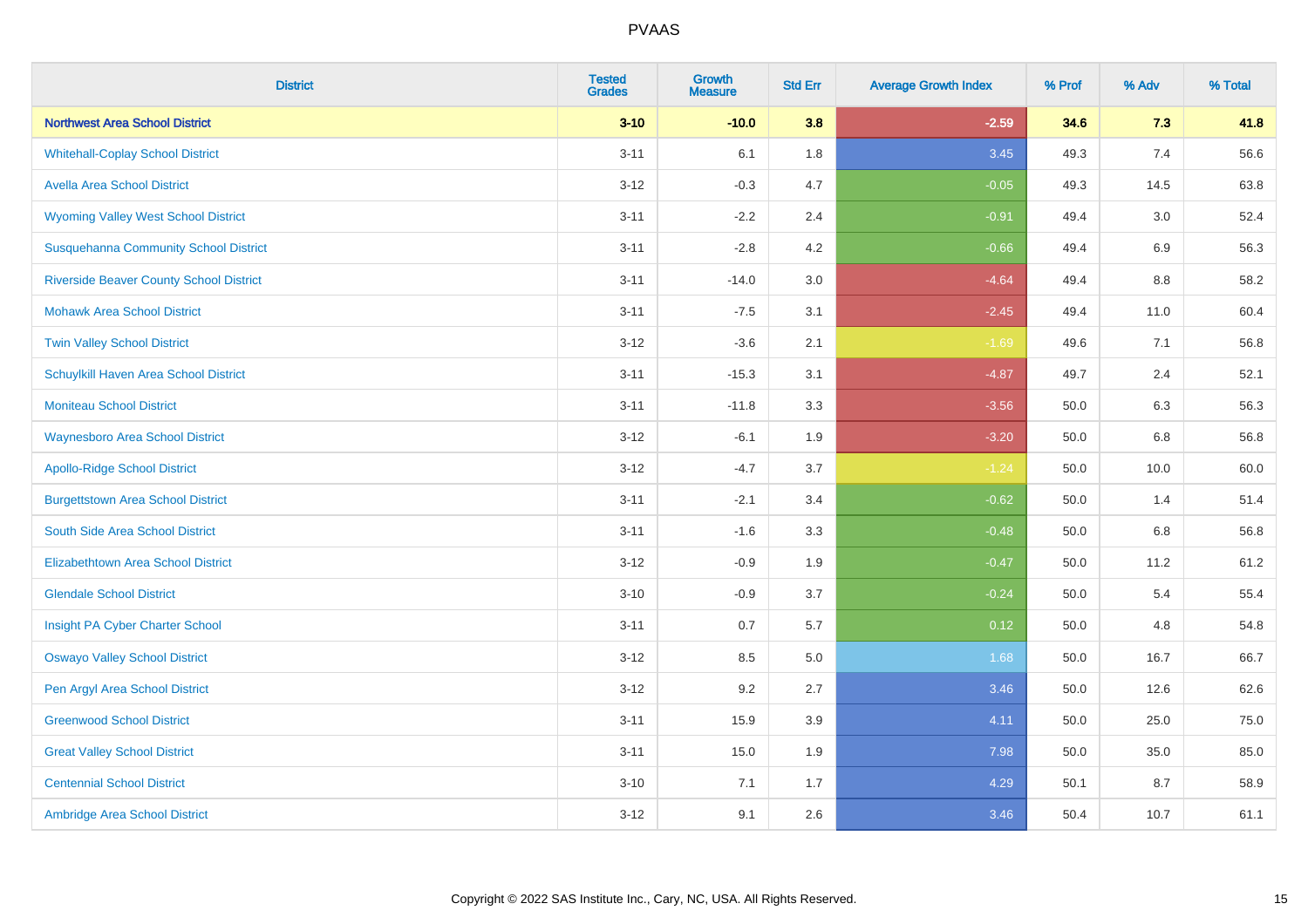# PVAAS

| District | Tested Grades | Growth Measure | Std Err | Average Growth Index | % Prof | % Adv | % Total |
|---|---|---|---|---|---|---|---|
| **Northwest Area School District** | **3-10** | **-10.0** | **3.8** | **-2.59** | **34.6** | **7.3** | **41.8** |
| Whitehall-Coplay School District | 3-11 | 6.1 | 1.8 | 3.45 | 49.3 | 7.4 | 56.6 |
| Avella Area School District | 3-12 | -0.3 | 4.7 | -0.05 | 49.3 | 14.5 | 63.8 |
| Wyoming Valley West School District | 3-11 | -2.2 | 2.4 | -0.91 | 49.4 | 3.0 | 52.4 |
| Susquehanna Community School District | 3-11 | -2.8 | 4.2 | -0.66 | 49.4 | 6.9 | 56.3 |
| Riverside Beaver County School District | 3-11 | -14.0 | 3.0 | -4.64 | 49.4 | 8.8 | 58.2 |
| Mohawk Area School District | 3-11 | -7.5 | 3.1 | -2.45 | 49.4 | 11.0 | 60.4 |
| Twin Valley School District | 3-12 | -3.6 | 2.1 | -1.69 | 49.6 | 7.1 | 56.8 |
| Schuylkill Haven Area School District | 3-11 | -15.3 | 3.1 | -4.87 | 49.7 | 2.4 | 52.1 |
| Moniteau School District | 3-11 | -11.8 | 3.3 | -3.56 | 50.0 | 6.3 | 56.3 |
| Waynesboro Area School District | 3-12 | -6.1 | 1.9 | -3.20 | 50.0 | 6.8 | 56.8 |
| Apollo-Ridge School District | 3-12 | -4.7 | 3.7 | -1.24 | 50.0 | 10.0 | 60.0 |
| Burgettstown Area School District | 3-11 | -2.1 | 3.4 | -0.62 | 50.0 | 1.4 | 51.4 |
| South Side Area School District | 3-11 | -1.6 | 3.3 | -0.48 | 50.0 | 6.8 | 56.8 |
| Elizabethtown Area School District | 3-12 | -0.9 | 1.9 | -0.47 | 50.0 | 11.2 | 61.2 |
| Glendale School District | 3-10 | -0.9 | 3.7 | -0.24 | 50.0 | 5.4 | 55.4 |
| Insight PA Cyber Charter School | 3-11 | 0.7 | 5.7 | 0.12 | 50.0 | 4.8 | 54.8 |
| Oswayo Valley School District | 3-12 | 8.5 | 5.0 | 1.68 | 50.0 | 16.7 | 66.7 |
| Pen Argyl Area School District | 3-12 | 9.2 | 2.7 | 3.46 | 50.0 | 12.6 | 62.6 |
| Greenwood School District | 3-11 | 15.9 | 3.9 | 4.11 | 50.0 | 25.0 | 75.0 |
| Great Valley School District | 3-11 | 15.0 | 1.9 | 7.98 | 50.0 | 35.0 | 85.0 |
| Centennial School District | 3-10 | 7.1 | 1.7 | 4.29 | 50.1 | 8.7 | 58.9 |
| Ambridge Area School District | 3-12 | 9.1 | 2.6 | 3.46 | 50.4 | 10.7 | 61.1 |

Copyright © 2022 SAS Institute Inc., Cary, NC, USA. All Rights Reserved.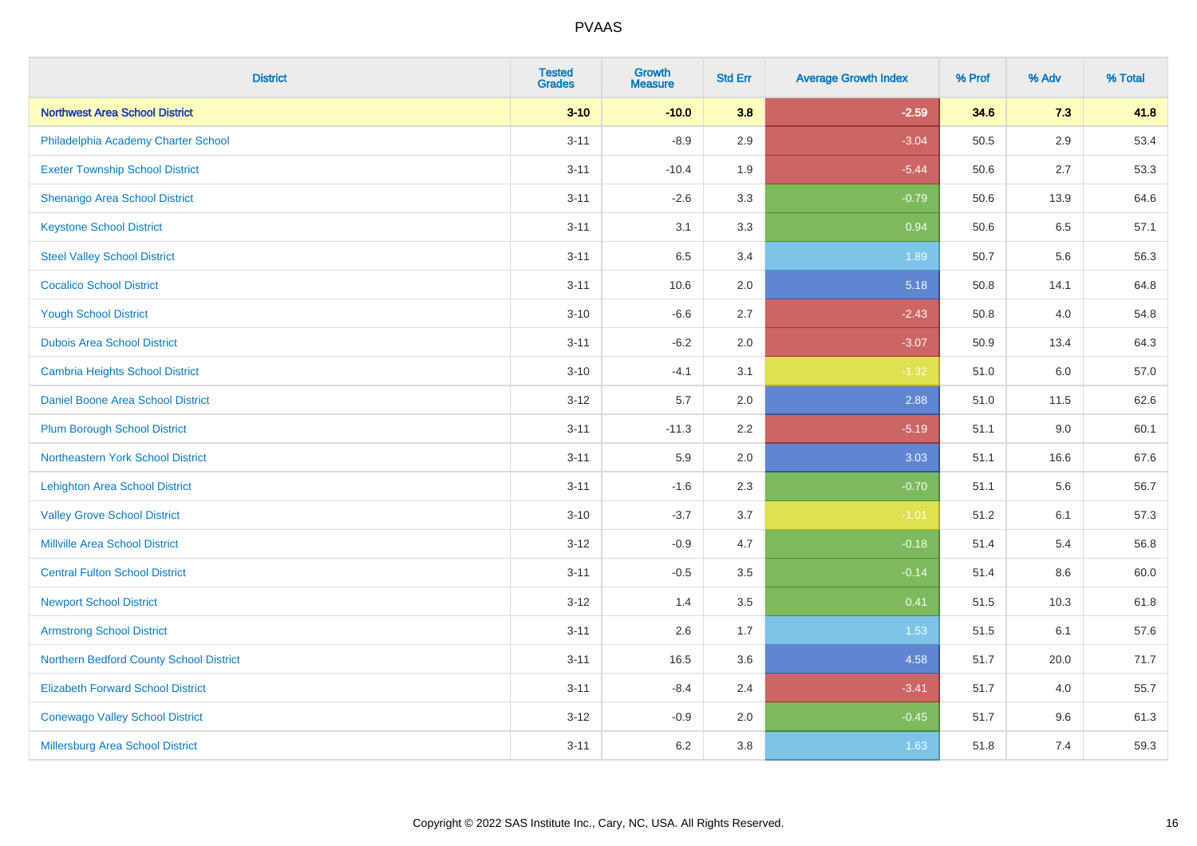| District | Tested Grades | Growth Measure | Std Err | Average Growth Index | % Prof | % Adv | % Total |
|---|---|---|---|---|---|---|---|
| **Northwest Area School District** | **3-10** | **-10.0** | **3.8** | **-2.59** | **34.6** | **7.3** | **41.8** |
| Philadelphia Academy Charter School | 3-11 | -8.9 | 2.9 | -3.04 | 50.5 | 2.9 | 53.4 |
| Exeter Township School District | 3-11 | -10.4 | 1.9 | -5.44 | 50.6 | 2.7 | 53.3 |
| Shenango Area School District | 3-11 | -2.6 | 3.3 | -0.79 | 50.6 | 13.9 | 64.6 |
| Keystone School District | 3-11 | 3.1 | 3.3 | 0.94 | 50.6 | 6.5 | 57.1 |
| Steel Valley School District | 3-11 | 6.5 | 3.4 | 1.89 | 50.7 | 5.6 | 56.3 |
| Cocalico School District | 3-11 | 10.6 | 2.0 | 5.18 | 50.8 | 14.1 | 64.8 |
| Yough School District | 3-10 | -6.6 | 2.7 | -2.43 | 50.8 | 4.0 | 54.8 |
| Dubois Area School District | 3-11 | -6.2 | 2.0 | -3.07 | 50.9 | 13.4 | 64.3 |
| Cambria Heights School District | 3-10 | -4.1 | 3.1 | -1.32 | 51.0 | 6.0 | 57.0 |
| Daniel Boone Area School District | 3-12 | 5.7 | 2.0 | 2.88 | 51.0 | 11.5 | 62.6 |
| Plum Borough School District | 3-11 | -11.3 | 2.2 | -5.19 | 51.1 | 9.0 | 60.1 |
| Northeastern York School District | 3-11 | 5.9 | 2.0 | 3.03 | 51.1 | 16.6 | 67.6 |
| Lehighton Area School District | 3-11 | -1.6 | 2.3 | -0.70 | 51.1 | 5.6 | 56.7 |
| Valley Grove School District | 3-10 | -3.7 | 3.7 | -1.01 | 51.2 | 6.1 | 57.3 |
| Millville Area School District | 3-12 | -0.9 | 4.7 | -0.18 | 51.4 | 5.4 | 56.8 |
| Central Fulton School District | 3-11 | -0.5 | 3.5 | -0.14 | 51.4 | 8.6 | 60.0 |
| Newport School District | 3-12 | 1.4 | 3.5 | 0.41 | 51.5 | 10.3 | 61.8 |
| Armstrong School District | 3-11 | 2.6 | 1.7 | 1.53 | 51.5 | 6.1 | 57.6 |
| Northern Bedford County School District | 3-11 | 16.5 | 3.6 | 4.58 | 51.7 | 20.0 | 71.7 |
| Elizabeth Forward School District | 3-11 | -8.4 | 2.4 | -3.41 | 51.7 | 4.0 | 55.7 |
| Conewago Valley School District | 3-12 | -0.9 | 2.0 | -0.45 | 51.7 | 9.6 | 61.3 |
| Millersburg Area School District | 3-11 | 6.2 | 3.8 | 1.63 | 51.8 | 7.4 | 59.3 |

Copyright © 2022 SAS Institute Inc., Cary, NC, USA. All Rights Reserved.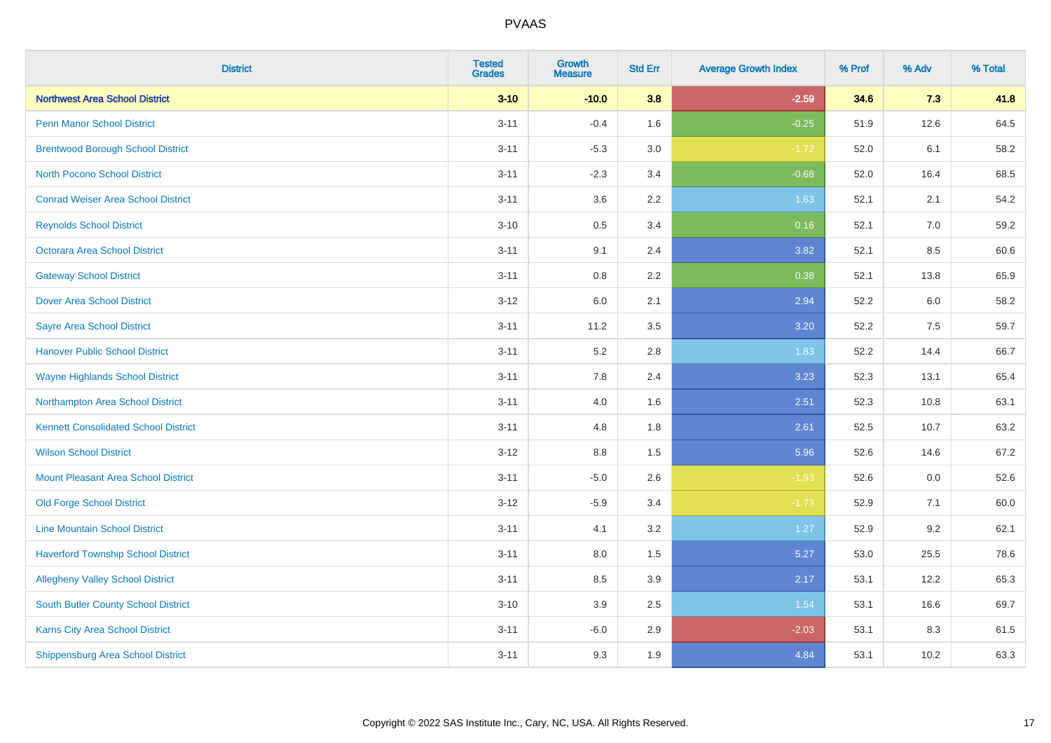# PVAAS

| District | Tested Grades | Growth Measure | Std Err | Average Growth Index | % Prof | % Adv | % Total |
|---|---|---|---|---|---|---|---|
| **Northwest Area School District** | **3-10** | **-10.0** | **3.8** | **-2.59** | **34.6** | **7.3** | **41.8** |
| Penn Manor School District | 3-11 | -0.4 | 1.6 | -0.25 | 51.9 | 12.6 | 64.5 |
| Brentwood Borough School District | 3-11 | -5.3 | 3.0 | -1.72 | 52.0 | 6.1 | 58.2 |
| North Pocono School District | 3-11 | -2.3 | 3.4 | -0.68 | 52.0 | 16.4 | 68.5 |
| Conrad Weiser Area School District | 3-11 | 3.6 | 2.2 | 1.63 | 52.1 | 2.1 | 54.2 |
| Reynolds School District | 3-10 | 0.5 | 3.4 | 0.16 | 52.1 | 7.0 | 59.2 |
| Octorara Area School District | 3-11 | 9.1 | 2.4 | 3.82 | 52.1 | 8.5 | 60.6 |
| Gateway School District | 3-11 | 0.8 | 2.2 | 0.38 | 52.1 | 13.8 | 65.9 |
| Dover Area School District | 3-12 | 6.0 | 2.1 | 2.94 | 52.2 | 6.0 | 58.2 |
| Sayre Area School District | 3-11 | 11.2 | 3.5 | 3.20 | 52.2 | 7.5 | 59.7 |
| Hanover Public School District | 3-11 | 5.2 | 2.8 | 1.83 | 52.2 | 14.4 | 66.7 |
| Wayne Highlands School District | 3-11 | 7.8 | 2.4 | 3.23 | 52.3 | 13.1 | 65.4 |
| Northampton Area School District | 3-11 | 4.0 | 1.6 | 2.51 | 52.3 | 10.8 | 63.1 |
| Kennett Consolidated School District | 3-11 | 4.8 | 1.8 | 2.61 | 52.5 | 10.7 | 63.2 |
| Wilson School District | 3-12 | 8.8 | 1.5 | 5.96 | 52.6 | 14.6 | 67.2 |
| Mount Pleasant Area School District | 3-11 | -5.0 | 2.6 | -1.93 | 52.6 | 0.0 | 52.6 |
| Old Forge School District | 3-12 | -5.9 | 3.4 | -1.73 | 52.9 | 7.1 | 60.0 |
| Line Mountain School District | 3-11 | 4.1 | 3.2 | 1.27 | 52.9 | 9.2 | 62.1 |
| Haverford Township School District | 3-11 | 8.0 | 1.5 | 5.27 | 53.0 | 25.5 | 78.6 |
| Allegheny Valley School District | 3-11 | 8.5 | 3.9 | 2.17 | 53.1 | 12.2 | 65.3 |
| South Butler County School District | 3-10 | 3.9 | 2.5 | 1.54 | 53.1 | 16.6 | 69.7 |
| Karns City Area School District | 3-11 | -6.0 | 2.9 | -2.03 | 53.1 | 8.3 | 61.5 |
| Shippensburg Area School District | 3-11 | 9.3 | 1.9 | 4.84 | 53.1 | 10.2 | 63.3 |

Copyright © 2022 SAS Institute Inc., Cary, NC, USA. All Rights Reserved.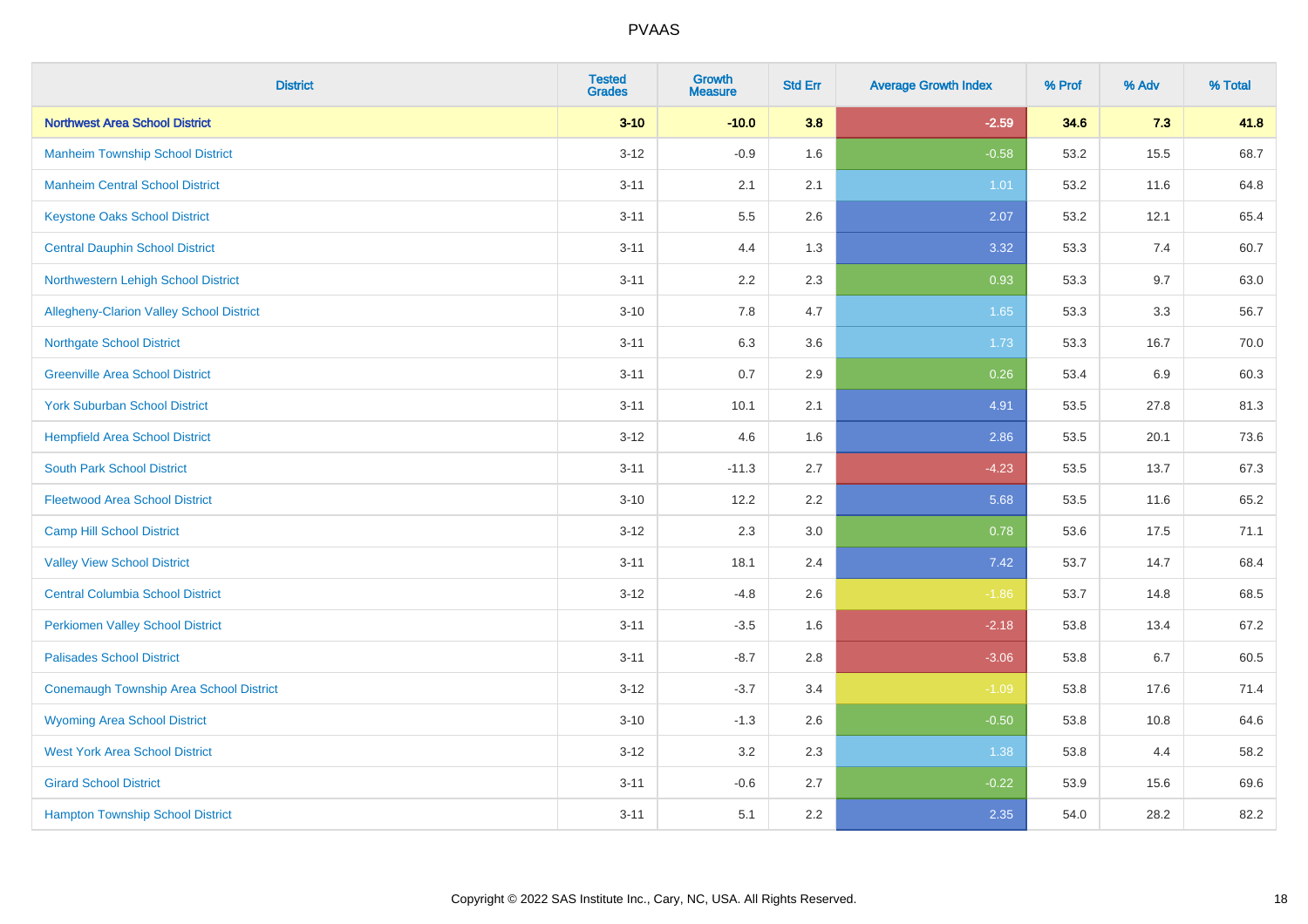# PVAAS

| District | Tested Grades | Growth Measure | Std Err | Average Growth Index | % Prof | % Adv | % Total |
|---|---|---|---|---|---|---|---|
| **Northwest Area School District** | **3-10** | **-10.0** | **3.8** | **-2.59** | **34.6** | **7.3** | **41.8** |
| Manheim Township School District | 3-12 | -0.9 | 1.6 | -0.58 | 53.2 | 15.5 | 68.7 |
| Manheim Central School District | 3-11 | 2.1 | 2.1 | 1.01 | 53.2 | 11.6 | 64.8 |
| Keystone Oaks School District | 3-11 | 5.5 | 2.6 | 2.07 | 53.2 | 12.1 | 65.4 |
| Central Dauphin School District | 3-11 | 4.4 | 1.3 | 3.32 | 53.3 | 7.4 | 60.7 |
| Northwestern Lehigh School District | 3-11 | 2.2 | 2.3 | 0.93 | 53.3 | 9.7 | 63.0 |
| Allegheny-Clarion Valley School District | 3-10 | 7.8 | 4.7 | 1.65 | 53.3 | 3.3 | 56.7 |
| Northgate School District | 3-11 | 6.3 | 3.6 | 1.73 | 53.3 | 16.7 | 70.0 |
| Greenville Area School District | 3-11 | 0.7 | 2.9 | 0.26 | 53.4 | 6.9 | 60.3 |
| York Suburban School District | 3-11 | 10.1 | 2.1 | 4.91 | 53.5 | 27.8 | 81.3 |
| Hempfield Area School District | 3-12 | 4.6 | 1.6 | 2.86 | 53.5 | 20.1 | 73.6 |
| South Park School District | 3-11 | -11.3 | 2.7 | -4.23 | 53.5 | 13.7 | 67.3 |
| Fleetwood Area School District | 3-10 | 12.2 | 2.2 | 5.68 | 53.5 | 11.6 | 65.2 |
| Camp Hill School District | 3-12 | 2.3 | 3.0 | 0.78 | 53.6 | 17.5 | 71.1 |
| Valley View School District | 3-11 | 18.1 | 2.4 | 7.42 | 53.7 | 14.7 | 68.4 |
| Central Columbia School District | 3-12 | -4.8 | 2.6 | -1.86 | 53.7 | 14.8 | 68.5 |
| Perkiomen Valley School District | 3-11 | -3.5 | 1.6 | -2.18 | 53.8 | 13.4 | 67.2 |
| Palisades School District | 3-11 | -8.7 | 2.8 | -3.06 | 53.8 | 6.7 | 60.5 |
| Conemaugh Township Area School District | 3-12 | -3.7 | 3.4 | -1.09 | 53.8 | 17.6 | 71.4 |
| Wyoming Area School District | 3-10 | -1.3 | 2.6 | -0.50 | 53.8 | 10.8 | 64.6 |
| West York Area School District | 3-12 | 3.2 | 2.3 | 1.38 | 53.8 | 4.4 | 58.2 |
| Girard School District | 3-11 | -0.6 | 2.7 | -0.22 | 53.9 | 15.6 | 69.6 |
| Hampton Township School District | 3-11 | 5.1 | 2.2 | 2.35 | 54.0 | 28.2 | 82.2 |

Copyright © 2022 SAS Institute Inc., Cary, NC, USA. All Rights Reserved.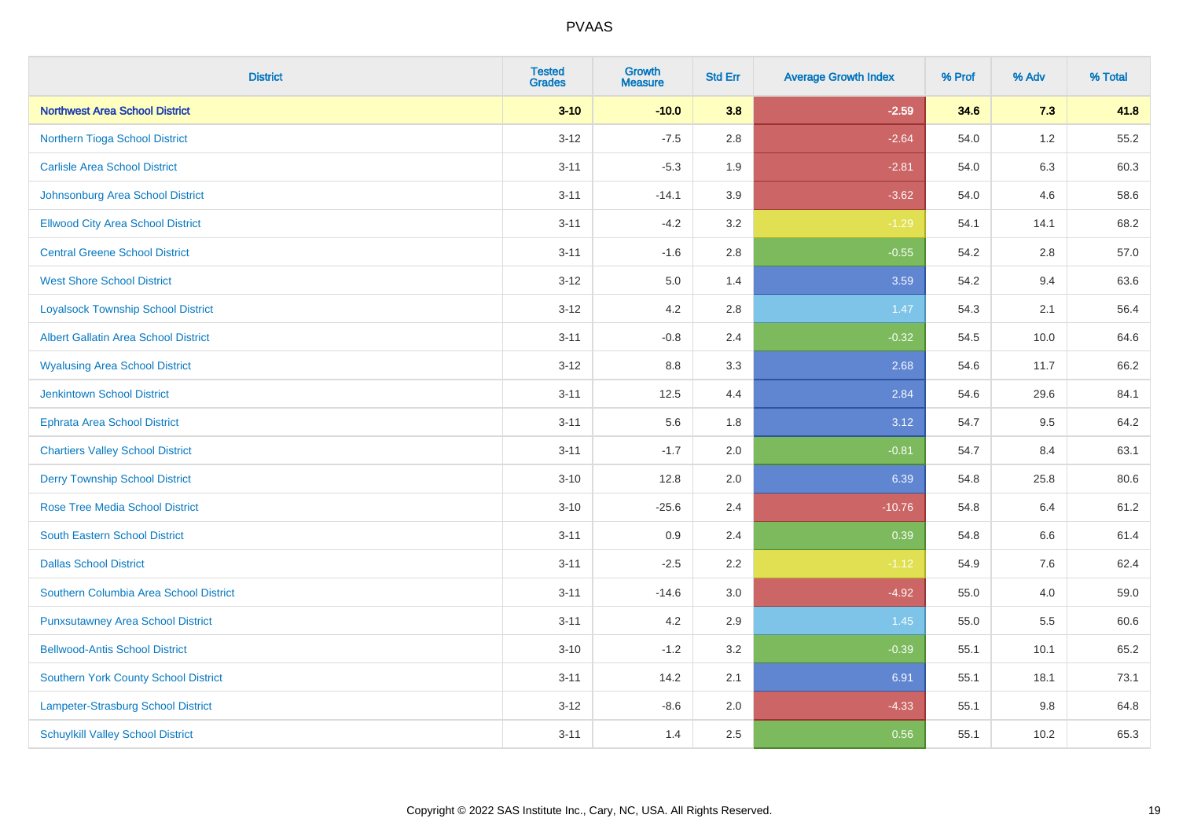# PVAAS

| District | Tested Grades | Growth Measure | Std Err | Average Growth Index | % Prof | % Adv | % Total |
|---|---|---|---|---|---|---|---|
| **Northwest Area School District** | **3-10** | **-10.0** | **3.8** | **-2.59** | **34.6** | **7.3** | **41.8** |
| Northern Tioga School District | 3-12 | -7.5 | 2.8 | -2.64 | 54.0 | 1.2 | 55.2 |
| Carlisle Area School District | 3-11 | -5.3 | 1.9 | -2.81 | 54.0 | 6.3 | 60.3 |
| Johnsonburg Area School District | 3-11 | -14.1 | 3.9 | -3.62 | 54.0 | 4.6 | 58.6 |
| Ellwood City Area School District | 3-11 | -4.2 | 3.2 | -1.29 | 54.1 | 14.1 | 68.2 |
| Central Greene School District | 3-11 | -1.6 | 2.8 | -0.55 | 54.2 | 2.8 | 57.0 |
| West Shore School District | 3-12 | 5.0 | 1.4 | 3.59 | 54.2 | 9.4 | 63.6 |
| Loyalsock Township School District | 3-12 | 4.2 | 2.8 | 1.47 | 54.3 | 2.1 | 56.4 |
| Albert Gallatin Area School District | 3-11 | -0.8 | 2.4 | -0.32 | 54.5 | 10.0 | 64.6 |
| Wyalusing Area School District | 3-12 | 8.8 | 3.3 | 2.68 | 54.6 | 11.7 | 66.2 |
| Jenkintown School District | 3-11 | 12.5 | 4.4 | 2.84 | 54.6 | 29.6 | 84.1 |
| Ephrata Area School District | 3-11 | 5.6 | 1.8 | 3.12 | 54.7 | 9.5 | 64.2 |
| Chartiers Valley School District | 3-11 | -1.7 | 2.0 | -0.81 | 54.7 | 8.4 | 63.1 |
| Derry Township School District | 3-10 | 12.8 | 2.0 | 6.39 | 54.8 | 25.8 | 80.6 |
| Rose Tree Media School District | 3-10 | -25.6 | 2.4 | -10.76 | 54.8 | 6.4 | 61.2 |
| South Eastern School District | 3-11 | 0.9 | 2.4 | 0.39 | 54.8 | 6.6 | 61.4 |
| Dallas School District | 3-11 | -2.5 | 2.2 | -1.12 | 54.9 | 7.6 | 62.4 |
| Southern Columbia Area School District | 3-11 | -14.6 | 3.0 | -4.92 | 55.0 | 4.0 | 59.0 |
| Punxsutawney Area School District | 3-11 | 4.2 | 2.9 | 1.45 | 55.0 | 5.5 | 60.6 |
| Bellwood-Antis School District | 3-10 | -1.2 | 3.2 | -0.39 | 55.1 | 10.1 | 65.2 |
| Southern York County School District | 3-11 | 14.2 | 2.1 | 6.91 | 55.1 | 18.1 | 73.1 |
| Lampeter-Strasburg School District | 3-12 | -8.6 | 2.0 | -4.33 | 55.1 | 9.8 | 64.8 |
| Schuylkill Valley School District | 3-11 | 1.4 | 2.5 | 0.56 | 55.1 | 10.2 | 65.3 |

Copyright © 2022 SAS Institute Inc., Cary, NC, USA. All Rights Reserved.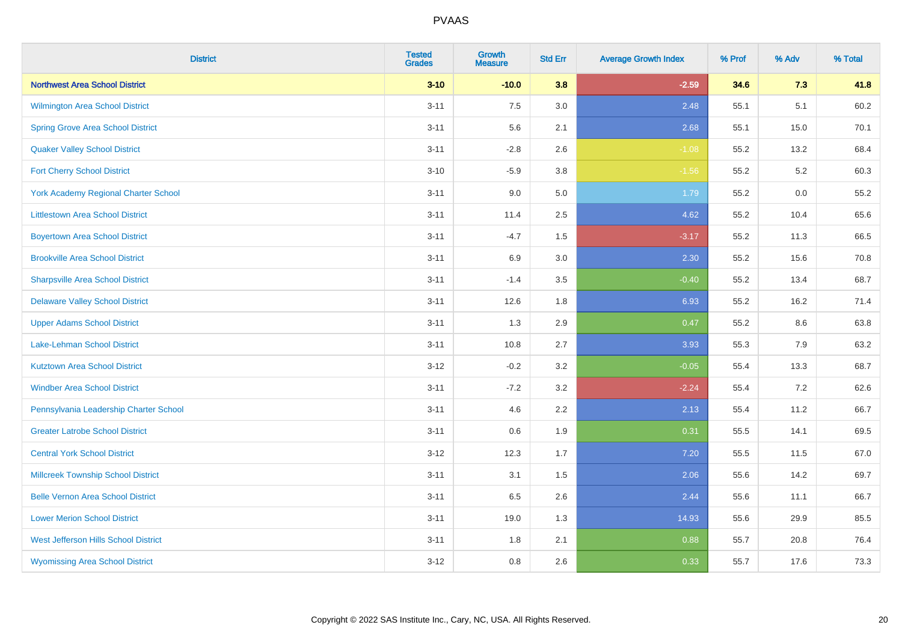# PVAAS

| District | Tested Grades | Growth Measure | Std Err | Average Growth Index | % Prof | % Adv | % Total |
|---|---|---|---|---|---|---|---|
| **Northwest Area School District** | **3-10** | **-10.0** | **3.8** | **-2.59** | **34.6** | **7.3** | **41.8** |
| Wilmington Area School District | 3-11 | 7.5 | 3.0 | 2.48 | 55.1 | 5.1 | 60.2 |
| Spring Grove Area School District | 3-11 | 5.6 | 2.1 | 2.68 | 55.1 | 15.0 | 70.1 |
| Quaker Valley School District | 3-11 | -2.8 | 2.6 | -1.08 | 55.2 | 13.2 | 68.4 |
| Fort Cherry School District | 3-10 | -5.9 | 3.8 | -1.56 | 55.2 | 5.2 | 60.3 |
| York Academy Regional Charter School | 3-11 | 9.0 | 5.0 | 1.79 | 55.2 | 0.0 | 55.2 |
| Littlestown Area School District | 3-11 | 11.4 | 2.5 | 4.62 | 55.2 | 10.4 | 65.6 |
| Boyertown Area School District | 3-11 | -4.7 | 1.5 | -3.17 | 55.2 | 11.3 | 66.5 |
| Brookville Area School District | 3-11 | 6.9 | 3.0 | 2.30 | 55.2 | 15.6 | 70.8 |
| Sharpsville Area School District | 3-11 | -1.4 | 3.5 | -0.40 | 55.2 | 13.4 | 68.7 |
| Delaware Valley School District | 3-11 | 12.6 | 1.8 | 6.93 | 55.2 | 16.2 | 71.4 |
| Upper Adams School District | 3-11 | 1.3 | 2.9 | 0.47 | 55.2 | 8.6 | 63.8 |
| Lake-Lehman School District | 3-11 | 10.8 | 2.7 | 3.93 | 55.3 | 7.9 | 63.2 |
| Kutztown Area School District | 3-12 | -0.2 | 3.2 | -0.05 | 55.4 | 13.3 | 68.7 |
| Windber Area School District | 3-11 | -7.2 | 3.2 | -2.24 | 55.4 | 7.2 | 62.6 |
| Pennsylvania Leadership Charter School | 3-11 | 4.6 | 2.2 | 2.13 | 55.4 | 11.2 | 66.7 |
| Greater Latrobe School District | 3-11 | 0.6 | 1.9 | 0.31 | 55.5 | 14.1 | 69.5 |
| Central York School District | 3-12 | 12.3 | 1.7 | 7.20 | 55.5 | 11.5 | 67.0 |
| Millcreek Township School District | 3-11 | 3.1 | 1.5 | 2.06 | 55.6 | 14.2 | 69.7 |
| Belle Vernon Area School District | 3-11 | 6.5 | 2.6 | 2.44 | 55.6 | 11.1 | 66.7 |
| Lower Merion School District | 3-11 | 19.0 | 1.3 | 14.93 | 55.6 | 29.9 | 85.5 |
| West Jefferson Hills School District | 3-11 | 1.8 | 2.1 | 0.88 | 55.7 | 20.8 | 76.4 |
| Wyomissing Area School District | 3-12 | 0.8 | 2.6 | 0.33 | 55.7 | 17.6 | 73.3 |

Copyright © 2022 SAS Institute Inc., Cary, NC, USA. All Rights Reserved.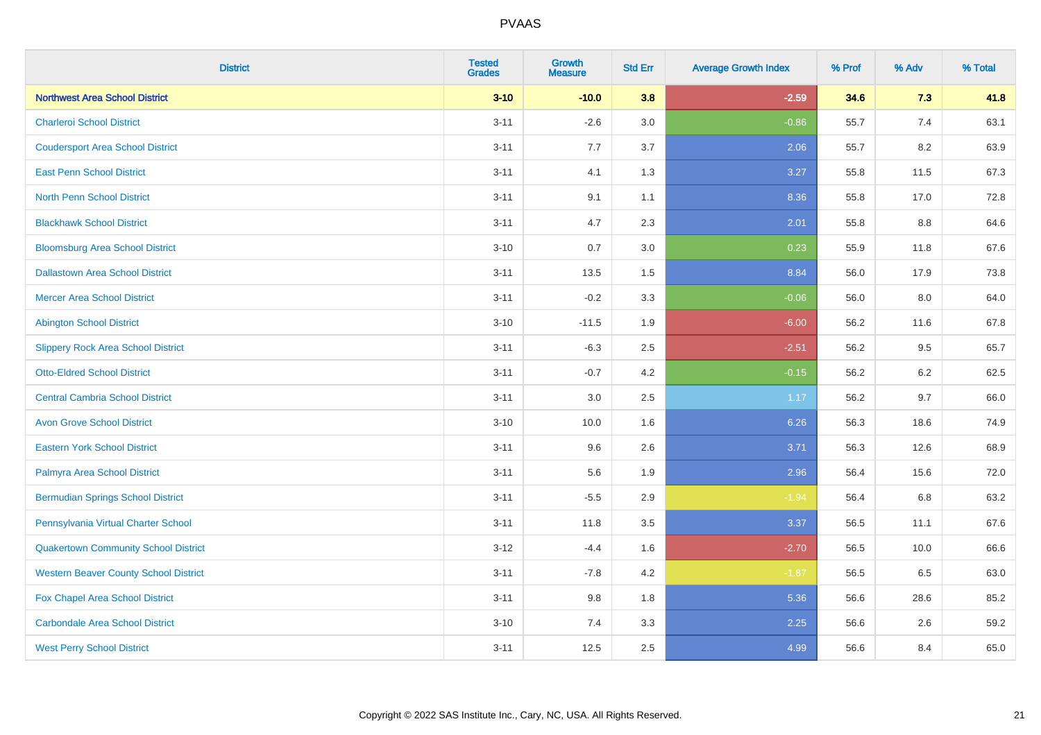# PVAAS

| District | Tested Grades | Growth Measure | Std Err | Average Growth Index | % Prof | % Adv | % Total |
|---|---|---|---|---|---|---|---|
| **Northwest Area School District** | **3-10** | **-10.0** | **3.8** | **-2.59** | **34.6** | **7.3** | **41.8** |
| Charleroi School District | 3-11 | -2.6 | 3.0 | -0.86 | 55.7 | 7.4 | 63.1 |
| Coudersport Area School District | 3-11 | 7.7 | 3.7 | 2.06 | 55.7 | 8.2 | 63.9 |
| East Penn School District | 3-11 | 4.1 | 1.3 | 3.27 | 55.8 | 11.5 | 67.3 |
| North Penn School District | 3-11 | 9.1 | 1.1 | 8.36 | 55.8 | 17.0 | 72.8 |
| Blackhawk School District | 3-11 | 4.7 | 2.3 | 2.01 | 55.8 | 8.8 | 64.6 |
| Bloomsburg Area School District | 3-10 | 0.7 | 3.0 | 0.23 | 55.9 | 11.8 | 67.6 |
| Dallastown Area School District | 3-11 | 13.5 | 1.5 | 8.84 | 56.0 | 17.9 | 73.8 |
| Mercer Area School District | 3-11 | -0.2 | 3.3 | -0.06 | 56.0 | 8.0 | 64.0 |
| Abington School District | 3-10 | -11.5 | 1.9 | -6.00 | 56.2 | 11.6 | 67.8 |
| Slippery Rock Area School District | 3-11 | -6.3 | 2.5 | -2.51 | 56.2 | 9.5 | 65.7 |
| Otto-Eldred School District | 3-11 | -0.7 | 4.2 | -0.15 | 56.2 | 6.2 | 62.5 |
| Central Cambria School District | 3-11 | 3.0 | 2.5 | 1.17 | 56.2 | 9.7 | 66.0 |
| Avon Grove School District | 3-10 | 10.0 | 1.6 | 6.26 | 56.3 | 18.6 | 74.9 |
| Eastern York School District | 3-11 | 9.6 | 2.6 | 3.71 | 56.3 | 12.6 | 68.9 |
| Palmyra Area School District | 3-11 | 5.6 | 1.9 | 2.96 | 56.4 | 15.6 | 72.0 |
| Bermudian Springs School District | 3-11 | -5.5 | 2.9 | -1.94 | 56.4 | 6.8 | 63.2 |
| Pennsylvania Virtual Charter School | 3-11 | 11.8 | 3.5 | 3.37 | 56.5 | 11.1 | 67.6 |
| Quakertown Community School District | 3-12 | -4.4 | 1.6 | -2.70 | 56.5 | 10.0 | 66.6 |
| Western Beaver County School District | 3-11 | -7.8 | 4.2 | -1.87 | 56.5 | 6.5 | 63.0 |
| Fox Chapel Area School District | 3-11 | 9.8 | 1.8 | 5.36 | 56.6 | 28.6 | 85.2 |
| Carbondale Area School District | 3-10 | 7.4 | 3.3 | 2.25 | 56.6 | 2.6 | 59.2 |
| West Perry School District | 3-11 | 12.5 | 2.5 | 4.99 | 56.6 | 8.4 | 65.0 |

Copyright © 2022 SAS Institute Inc., Cary, NC, USA. All Rights Reserved.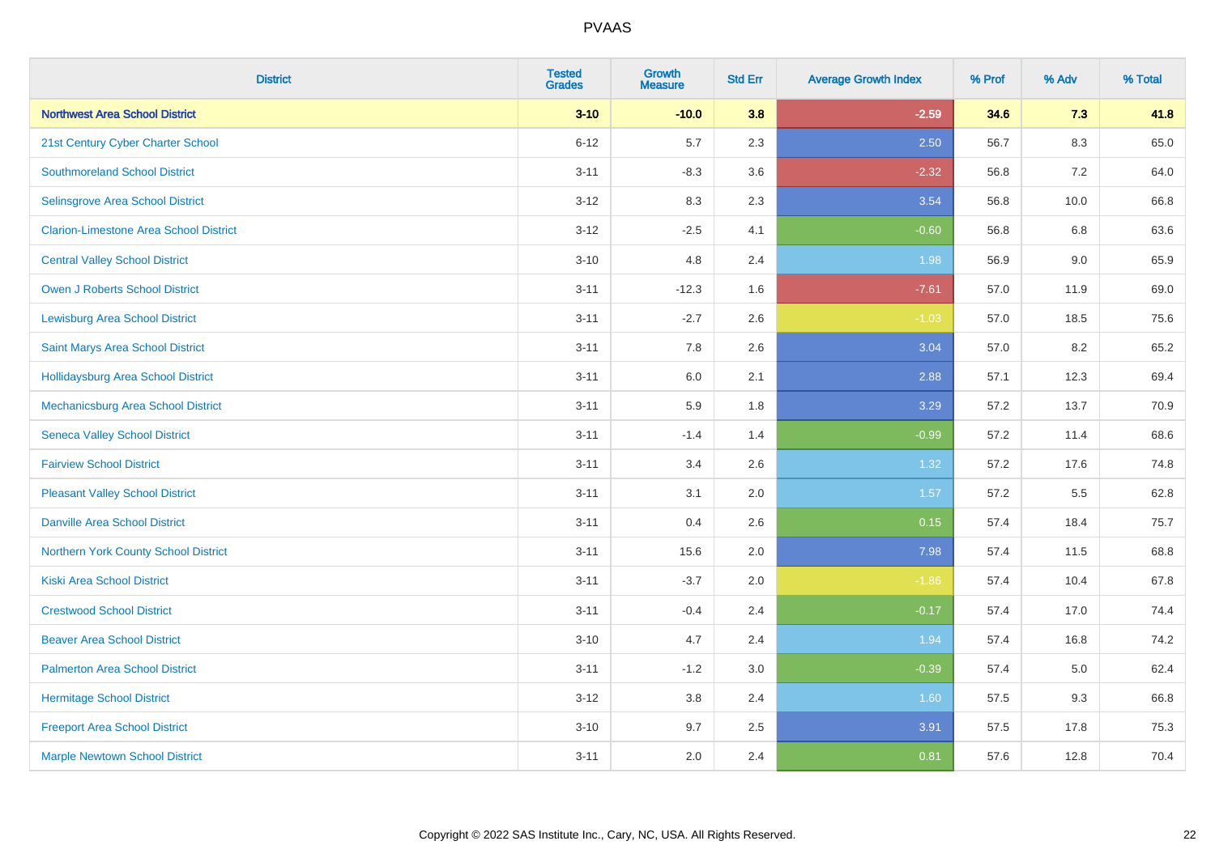# PVAAS

| District | Tested Grades | Growth Measure | Std Err | Average Growth Index | % Prof | % Adv | % Total |
|---|---|---|---|---|---|---|---|
| **Northwest Area School District** | **3-10** | **-10.0** | **3.8** | **-2.59** | **34.6** | **7.3** | **41.8** |
| 21st Century Cyber Charter School | 6-12 | 5.7 | 2.3 | 2.50 | 56.7 | 8.3 | 65.0 |
| Southmoreland School District | 3-11 | -8.3 | 3.6 | -2.32 | 56.8 | 7.2 | 64.0 |
| Selinsgrove Area School District | 3-12 | 8.3 | 2.3 | 3.54 | 56.8 | 10.0 | 66.8 |
| Clarion-Limestone Area School District | 3-12 | -2.5 | 4.1 | -0.60 | 56.8 | 6.8 | 63.6 |
| Central Valley School District | 3-10 | 4.8 | 2.4 | 1.98 | 56.9 | 9.0 | 65.9 |
| Owen J Roberts School District | 3-11 | -12.3 | 1.6 | -7.61 | 57.0 | 11.9 | 69.0 |
| Lewisburg Area School District | 3-11 | -2.7 | 2.6 | -1.03 | 57.0 | 18.5 | 75.6 |
| Saint Marys Area School District | 3-11 | 7.8 | 2.6 | 3.04 | 57.0 | 8.2 | 65.2 |
| Hollidaysburg Area School District | 3-11 | 6.0 | 2.1 | 2.88 | 57.1 | 12.3 | 69.4 |
| Mechanicsburg Area School District | 3-11 | 5.9 | 1.8 | 3.29 | 57.2 | 13.7 | 70.9 |
| Seneca Valley School District | 3-11 | -1.4 | 1.4 | -0.99 | 57.2 | 11.4 | 68.6 |
| Fairview School District | 3-11 | 3.4 | 2.6 | 1.32 | 57.2 | 17.6 | 74.8 |
| Pleasant Valley School District | 3-11 | 3.1 | 2.0 | 1.57 | 57.2 | 5.5 | 62.8 |
| Danville Area School District | 3-11 | 0.4 | 2.6 | 0.15 | 57.4 | 18.4 | 75.7 |
| Northern York County School District | 3-11 | 15.6 | 2.0 | 7.98 | 57.4 | 11.5 | 68.8 |
| Kiski Area School District | 3-11 | -3.7 | 2.0 | -1.86 | 57.4 | 10.4 | 67.8 |
| Crestwood School District | 3-11 | -0.4 | 2.4 | -0.17 | 57.4 | 17.0 | 74.4 |
| Beaver Area School District | 3-10 | 4.7 | 2.4 | 1.94 | 57.4 | 16.8 | 74.2 |
| Palmerton Area School District | 3-11 | -1.2 | 3.0 | -0.39 | 57.4 | 5.0 | 62.4 |
| Hermitage School District | 3-12 | 3.8 | 2.4 | 1.60 | 57.5 | 9.3 | 66.8 |
| Freeport Area School District | 3-10 | 9.7 | 2.5 | 3.91 | 57.5 | 17.8 | 75.3 |
| Marple Newtown School District | 3-11 | 2.0 | 2.4 | 0.81 | 57.6 | 12.8 | 70.4 |

Copyright © 2022 SAS Institute Inc., Cary, NC, USA. All Rights Reserved.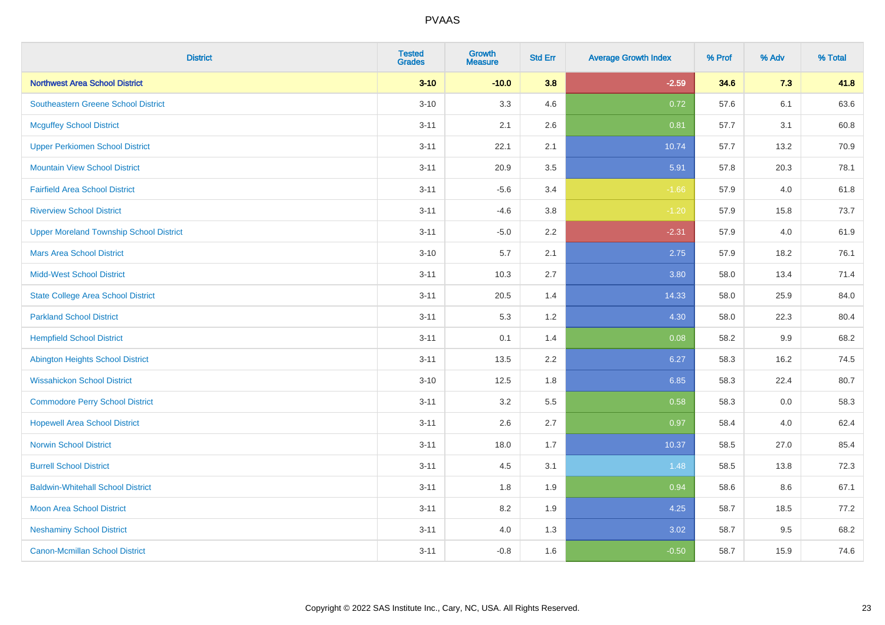# PVAAS

| District | Tested Grades | Growth Measure | Std Err | Average Growth Index | % Prof | % Adv | % Total |
|---|---|---|---|---|---|---|---|
| **Northwest Area School District** | **3-10** | **-10.0** | **3.8** | **-2.59** | **34.6** | **7.3** | **41.8** |
| Southeastern Greene School District | 3-10 | 3.3 | 4.6 | 0.72 | 57.6 | 6.1 | 63.6 |
| Mcguffey School District | 3-11 | 2.1 | 2.6 | 0.81 | 57.7 | 3.1 | 60.8 |
| Upper Perkiomen School District | 3-11 | 22.1 | 2.1 | 10.74 | 57.7 | 13.2 | 70.9 |
| Mountain View School District | 3-11 | 20.9 | 3.5 | 5.91 | 57.8 | 20.3 | 78.1 |
| Fairfield Area School District | 3-11 | -5.6 | 3.4 | -1.66 | 57.9 | 4.0 | 61.8 |
| Riverview School District | 3-11 | -4.6 | 3.8 | -1.20 | 57.9 | 15.8 | 73.7 |
| Upper Moreland Township School District | 3-11 | -5.0 | 2.2 | -2.31 | 57.9 | 4.0 | 61.9 |
| Mars Area School District | 3-10 | 5.7 | 2.1 | 2.75 | 57.9 | 18.2 | 76.1 |
| Midd-West School District | 3-11 | 10.3 | 2.7 | 3.80 | 58.0 | 13.4 | 71.4 |
| State College Area School District | 3-11 | 20.5 | 1.4 | 14.33 | 58.0 | 25.9 | 84.0 |
| Parkland School District | 3-11 | 5.3 | 1.2 | 4.30 | 58.0 | 22.3 | 80.4 |
| Hempfield School District | 3-11 | 0.1 | 1.4 | 0.08 | 58.2 | 9.9 | 68.2 |
| Abington Heights School District | 3-11 | 13.5 | 2.2 | 6.27 | 58.3 | 16.2 | 74.5 |
| Wissahickon School District | 3-10 | 12.5 | 1.8 | 6.85 | 58.3 | 22.4 | 80.7 |
| Commodore Perry School District | 3-11 | 3.2 | 5.5 | 0.58 | 58.3 | 0.0 | 58.3 |
| Hopewell Area School District | 3-11 | 2.6 | 2.7 | 0.97 | 58.4 | 4.0 | 62.4 |
| Norwin School District | 3-11 | 18.0 | 1.7 | 10.37 | 58.5 | 27.0 | 85.4 |
| Burrell School District | 3-11 | 4.5 | 3.1 | 1.48 | 58.5 | 13.8 | 72.3 |
| Baldwin-Whitehall School District | 3-11 | 1.8 | 1.9 | 0.94 | 58.6 | 8.6 | 67.1 |
| Moon Area School District | 3-11 | 8.2 | 1.9 | 4.25 | 58.7 | 18.5 | 77.2 |
| Neshaminy School District | 3-11 | 4.0 | 1.3 | 3.02 | 58.7 | 9.5 | 68.2 |
| Canon-Mcmillan School District | 3-11 | -0.8 | 1.6 | -0.50 | 58.7 | 15.9 | 74.6 |

Copyright © 2022 SAS Institute Inc., Cary, NC, USA. All Rights Reserved.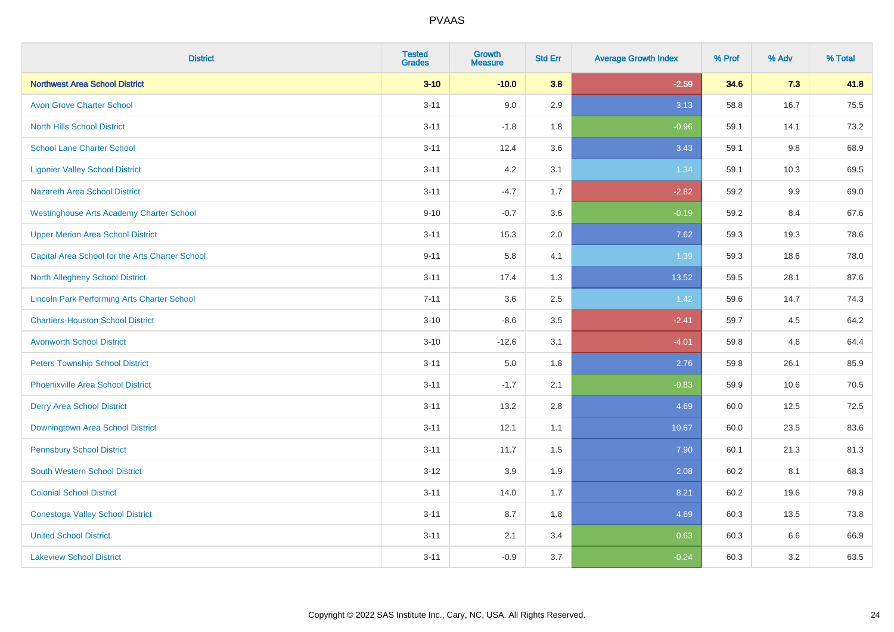| District | Tested Grades | Growth Measure | Std Err | Average Growth Index | % Prof | % Adv | % Total |
|---|---|---|---|---|---|---|---|
| **Northwest Area School District** | **3-10** | **-10.0** | **3.8** | **-2.59** | **34.6** | **7.3** | **41.8** |
| Avon Grove Charter School | 3-11 | 9.0 | 2.9 | 3.13 | 58.8 | 16.7 | 75.5 |
| North Hills School District | 3-11 | -1.8 | 1.8 | -0.96 | 59.1 | 14.1 | 73.2 |
| School Lane Charter School | 3-11 | 12.4 | 3.6 | 3.43 | 59.1 | 9.8 | 68.9 |
| Ligonier Valley School District | 3-11 | 4.2 | 3.1 | 1.34 | 59.1 | 10.3 | 69.5 |
| Nazareth Area School District | 3-11 | -4.7 | 1.7 | -2.82 | 59.2 | 9.9 | 69.0 |
| Westinghouse Arts Academy Charter School | 9-10 | -0.7 | 3.6 | -0.19 | 59.2 | 8.4 | 67.6 |
| Upper Merion Area School District | 3-11 | 15.3 | 2.0 | 7.62 | 59.3 | 19.3 | 78.6 |
| Capital Area School for the Arts Charter School | 9-11 | 5.8 | 4.1 | 1.39 | 59.3 | 18.6 | 78.0 |
| North Allegheny School District | 3-11 | 17.4 | 1.3 | 13.52 | 59.5 | 28.1 | 87.6 |
| Lincoln Park Performing Arts Charter School | 7-11 | 3.6 | 2.5 | 1.42 | 59.6 | 14.7 | 74.3 |
| Chartiers-Houston School District | 3-10 | -8.6 | 3.5 | -2.41 | 59.7 | 4.5 | 64.2 |
| Avonworth School District | 3-10 | -12.6 | 3.1 | -4.01 | 59.8 | 4.6 | 64.4 |
| Peters Township School District | 3-11 | 5.0 | 1.8 | 2.76 | 59.8 | 26.1 | 85.9 |
| Phoenixville Area School District | 3-11 | -1.7 | 2.1 | -0.83 | 59.9 | 10.6 | 70.5 |
| Derry Area School District | 3-11 | 13.2 | 2.8 | 4.69 | 60.0 | 12.5 | 72.5 |
| Downingtown Area School District | 3-11 | 12.1 | 1.1 | 10.67 | 60.0 | 23.5 | 83.6 |
| Pennsbury School District | 3-11 | 11.7 | 1.5 | 7.90 | 60.1 | 21.3 | 81.3 |
| South Western School District | 3-12 | 3.9 | 1.9 | 2.08 | 60.2 | 8.1 | 68.3 |
| Colonial School District | 3-11 | 14.0 | 1.7 | 8.21 | 60.2 | 19.6 | 79.8 |
| Conestoga Valley School District | 3-11 | 8.7 | 1.8 | 4.69 | 60.3 | 13.5 | 73.8 |
| United School District | 3-11 | 2.1 | 3.4 | 0.63 | 60.3 | 6.6 | 66.9 |
| Lakeview School District | 3-11 | -0.9 | 3.7 | -0.24 | 60.3 | 3.2 | 63.5 |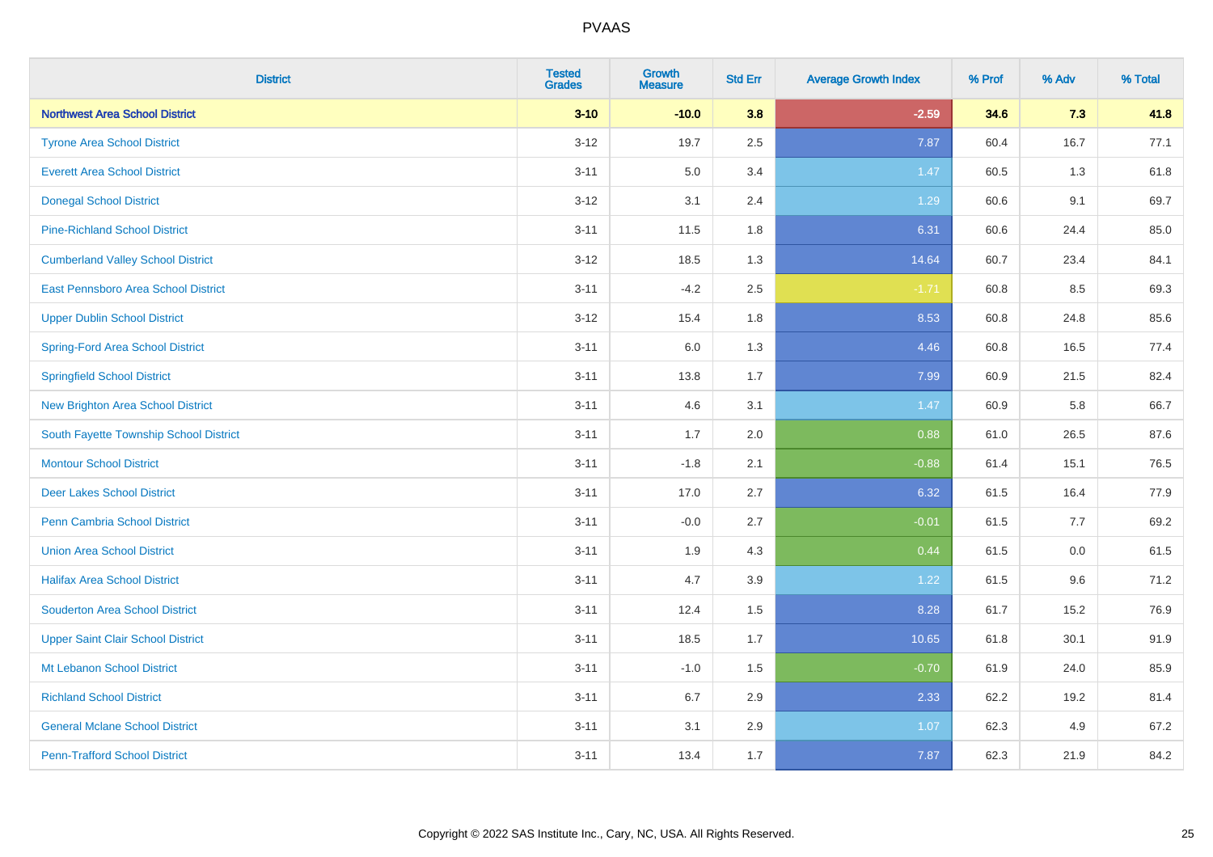# PVAAS

| District | Tested Grades | Growth Measure | Std Err | Average Growth Index | % Prof | % Adv | % Total |
|---|---|---|---|---|---|---|---|
| **Northwest Area School District** | **3-10** | **-10.0** | **3.8** | **-2.59** | **34.6** | **7.3** | **41.8** |
| Tyrone Area School District | 3-12 | 19.7 | 2.5 | 7.87 | 60.4 | 16.7 | 77.1 |
| Everett Area School District | 3-11 | 5.0 | 3.4 | 1.47 | 60.5 | 1.3 | 61.8 |
| Donegal School District | 3-12 | 3.1 | 2.4 | 1.29 | 60.6 | 9.1 | 69.7 |
| Pine-Richland School District | 3-11 | 11.5 | 1.8 | 6.31 | 60.6 | 24.4 | 85.0 |
| Cumberland Valley School District | 3-12 | 18.5 | 1.3 | 14.64 | 60.7 | 23.4 | 84.1 |
| East Pennsboro Area School District | 3-11 | -4.2 | 2.5 | -1.71 | 60.8 | 8.5 | 69.3 |
| Upper Dublin School District | 3-12 | 15.4 | 1.8 | 8.53 | 60.8 | 24.8 | 85.6 |
| Spring-Ford Area School District | 3-11 | 6.0 | 1.3 | 4.46 | 60.8 | 16.5 | 77.4 |
| Springfield School District | 3-11 | 13.8 | 1.7 | 7.99 | 60.9 | 21.5 | 82.4 |
| New Brighton Area School District | 3-11 | 4.6 | 3.1 | 1.47 | 60.9 | 5.8 | 66.7 |
| South Fayette Township School District | 3-11 | 1.7 | 2.0 | 0.88 | 61.0 | 26.5 | 87.6 |
| Montour School District | 3-11 | -1.8 | 2.1 | -0.88 | 61.4 | 15.1 | 76.5 |
| Deer Lakes School District | 3-11 | 17.0 | 2.7 | 6.32 | 61.5 | 16.4 | 77.9 |
| Penn Cambria School District | 3-11 | -0.0 | 2.7 | -0.01 | 61.5 | 7.7 | 69.2 |
| Union Area School District | 3-11 | 1.9 | 4.3 | 0.44 | 61.5 | 0.0 | 61.5 |
| Halifax Area School District | 3-11 | 4.7 | 3.9 | 1.22 | 61.5 | 9.6 | 71.2 |
| Souderton Area School District | 3-11 | 12.4 | 1.5 | 8.28 | 61.7 | 15.2 | 76.9 |
| Upper Saint Clair School District | 3-11 | 18.5 | 1.7 | 10.65 | 61.8 | 30.1 | 91.9 |
| Mt Lebanon School District | 3-11 | -1.0 | 1.5 | -0.70 | 61.9 | 24.0 | 85.9 |
| Richland School District | 3-11 | 6.7 | 2.9 | 2.33 | 62.2 | 19.2 | 81.4 |
| General Mclane School District | 3-11 | 3.1 | 2.9 | 1.07 | 62.3 | 4.9 | 67.2 |
| Penn-Trafford School District | 3-11 | 13.4 | 1.7 | 7.87 | 62.3 | 21.9 | 84.2 |

Copyright © 2022 SAS Institute Inc., Cary, NC, USA. All Rights Reserved.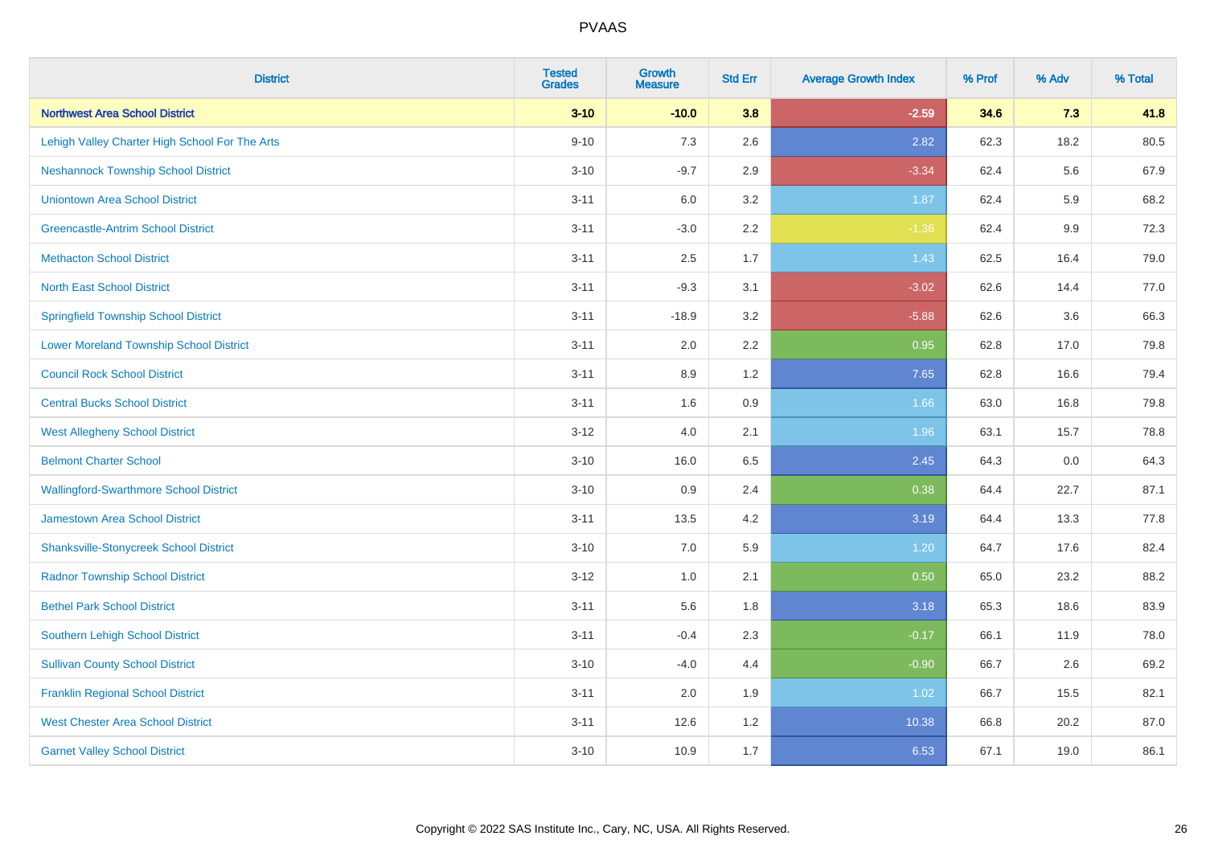| District | Tested Grades | Growth Measure | Std Err | Average Growth Index | % Prof | % Adv | % Total |
|---|---|---|---|---|---|---|---|
| **Northwest Area School District** | **3-10** | **-10.0** | **3.8** | **-2.59** | **34.6** | **7.3** | **41.8** |
| Lehigh Valley Charter High School For The Arts | 9-10 | 7.3 | 2.6 | 2.82 | 62.3 | 18.2 | 80.5 |
| Neshannock Township School District | 3-10 | -9.7 | 2.9 | -3.34 | 62.4 | 5.6 | 67.9 |
| Uniontown Area School District | 3-11 | 6.0 | 3.2 | 1.87 | 62.4 | 5.9 | 68.2 |
| Greencastle-Antrim School District | 3-11 | -3.0 | 2.2 | -1.36 | 62.4 | 9.9 | 72.3 |
| Methacton School District | 3-11 | 2.5 | 1.7 | 1.43 | 62.5 | 16.4 | 79.0 |
| North East School District | 3-11 | -9.3 | 3.1 | -3.02 | 62.6 | 14.4 | 77.0 |
| Springfield Township School District | 3-11 | -18.9 | 3.2 | -5.88 | 62.6 | 3.6 | 66.3 |
| Lower Moreland Township School District | 3-11 | 2.0 | 2.2 | 0.95 | 62.8 | 17.0 | 79.8 |
| Council Rock School District | 3-11 | 8.9 | 1.2 | 7.65 | 62.8 | 16.6 | 79.4 |
| Central Bucks School District | 3-11 | 1.6 | 0.9 | 1.66 | 63.0 | 16.8 | 79.8 |
| West Allegheny School District | 3-12 | 4.0 | 2.1 | 1.96 | 63.1 | 15.7 | 78.8 |
| Belmont Charter School | 3-10 | 16.0 | 6.5 | 2.45 | 64.3 | 0.0 | 64.3 |
| Wallingford-Swarthmore School District | 3-10 | 0.9 | 2.4 | 0.38 | 64.4 | 22.7 | 87.1 |
| Jamestown Area School District | 3-11 | 13.5 | 4.2 | 3.19 | 64.4 | 13.3 | 77.8 |
| Shanksville-Stonycreek School District | 3-10 | 7.0 | 5.9 | 1.20 | 64.7 | 17.6 | 82.4 |
| Radnor Township School District | 3-12 | 1.0 | 2.1 | 0.50 | 65.0 | 23.2 | 88.2 |
| Bethel Park School District | 3-11 | 5.6 | 1.8 | 3.18 | 65.3 | 18.6 | 83.9 |
| Southern Lehigh School District | 3-11 | -0.4 | 2.3 | -0.17 | 66.1 | 11.9 | 78.0 |
| Sullivan County School District | 3-10 | -4.0 | 4.4 | -0.90 | 66.7 | 2.6 | 69.2 |
| Franklin Regional School District | 3-11 | 2.0 | 1.9 | 1.02 | 66.7 | 15.5 | 82.1 |
| West Chester Area School District | 3-11 | 12.6 | 1.2 | 10.38 | 66.8 | 20.2 | 87.0 |
| Garnet Valley School District | 3-10 | 10.9 | 1.7 | 6.53 | 67.1 | 19.0 | 86.1 |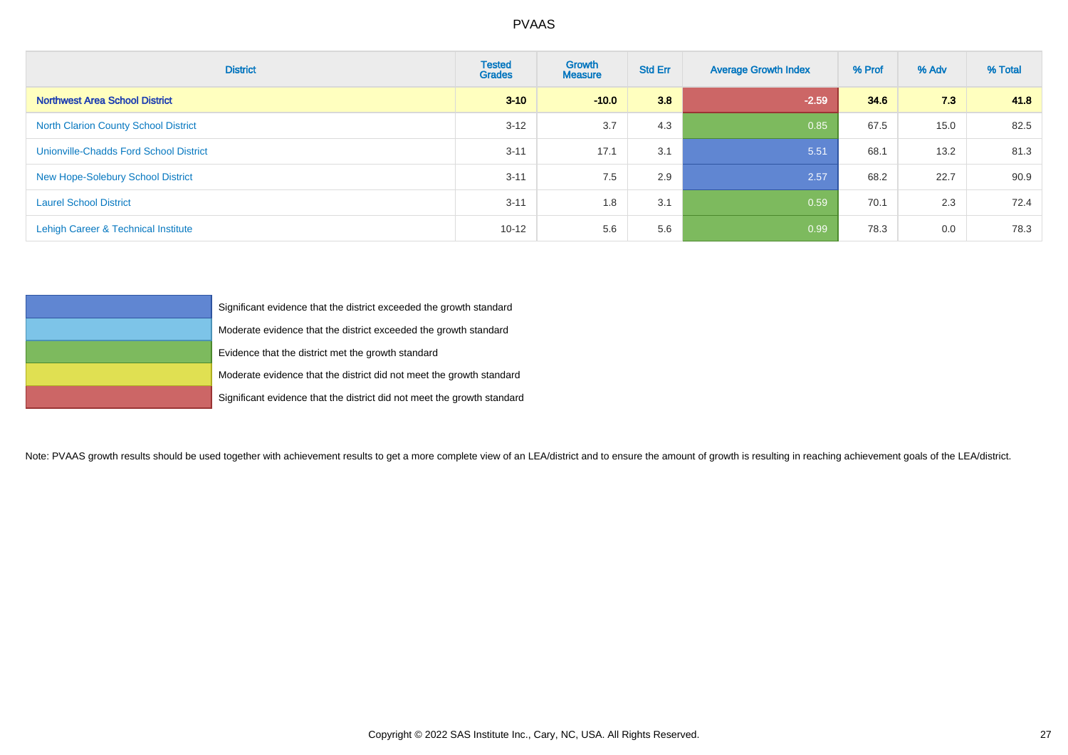# PVAAS

| District | Tested Grades | Growth Measure | Std Err | Average Growth Index | % Prof | % Adv | % Total |
|---|---|---|---|---|---|---|---|
| **Northwest Area School District** | **3-10** | **-10.0** | **3.8** | **-2.59** | **34.6** | **7.3** | **41.8** |
| North Clarion County School District | 3-12 | 3.7 | 4.3 | 0.85 | 67.5 | 15.0 | 82.5 |
| Unionville-Chadds Ford School District | 3-11 | 17.1 | 3.1 | 5.51 | 68.1 | 13.2 | 81.3 |
| New Hope-Solebury School District | 3-11 | 7.5 | 2.9 | 2.57 | 68.2 | 22.7 | 90.9 |
| Laurel School District | 3-11 | 1.8 | 3.1 | 0.59 | 70.1 | 2.3 | 72.4 |
| Lehigh Career & Technical Institute | 10-12 | 5.6 | 5.6 | 0.99 | 78.3 | 0.0 | 78.3 |

- Significant evidence that the district exceeded the growth standard
- Moderate evidence that the district exceeded the growth standard
- Evidence that the district met the growth standard
- Moderate evidence that the district did not meet the growth standard
- Significant evidence that the district did not meet the growth standard

Note: PVAAS growth results should be used together with achievement results to get a more complete view of an LEA/district and to ensure the amount of growth is resulting in reaching achievement goals of the LEA/district.

Copyright © 2022 SAS Institute Inc., Cary, NC, USA. All Rights Reserved.